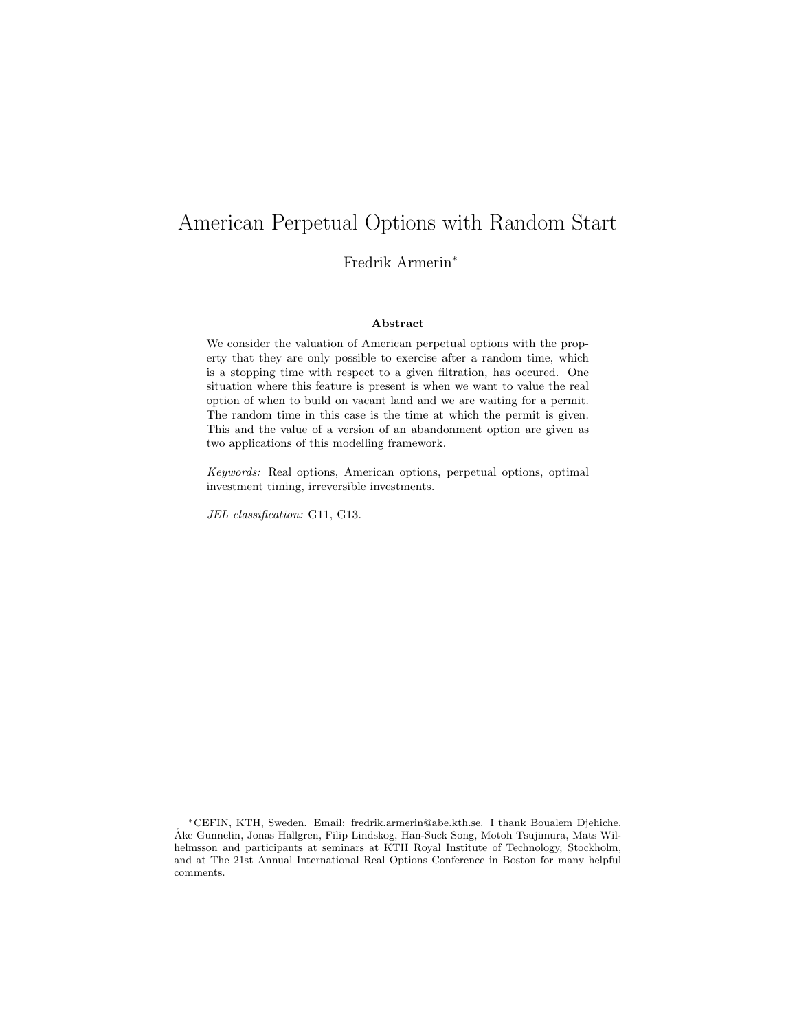# American Perpetual Options with Random Start

Fredrik Armerin*

### Abstract

We consider the valuation of American perpetual options with the property that they are only possible to exercise after a random time, which is a stopping time with respect to a given filtration, has occured. One situation where this feature is present is when we want to value the real option of when to build on vacant land and we are waiting for a permit. The random time in this case is the time at which the permit is given. This and the value of a version of an abandonment option are given as two applications of this modelling framework.

*Keywords:* Real options, American options, perpetual options, optimal investment timing, irreversible investments.

*JEL classification:* G11, G13.

---

*CEFIN, KTH, Sweden. Email: fredrik.armerin@abe.kth.se. I thank Boualem Djehiche, Åke Gunnelin, Jonas Hallgren, Filip Lindskog, Han-Suck Song, Motoh Tsujimura, Mats Wilhelmsson and participants at seminars at KTH Royal Institute of Technology, Stockholm, and at The 21st Annual International Real Options Conference in Boston for many helpful comments.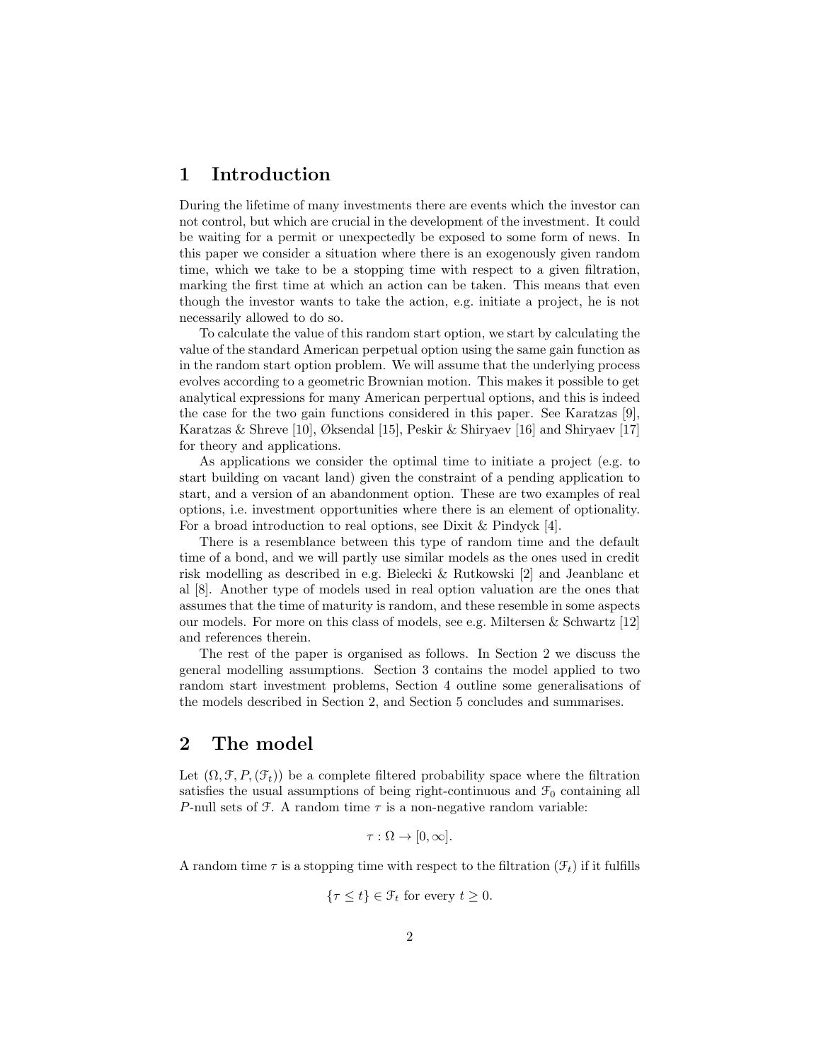# 1 Introduction

During the lifetime of many investments there are events which the investor can not control, but which are crucial in the development of the investment. It could be waiting for a permit or unexpectedly be exposed to some form of news. In this paper we consider a situation where there is an exogenously given random time, which we take to be a stopping time with respect to a given filtration, marking the first time at which an action can be taken. This means that even though the investor wants to take the action, e.g. initiate a project, he is not necessarily allowed to do so.

To calculate the value of this random start option, we start by calculating the value of the standard American perpetual option using the same gain function as in the random start option problem. We will assume that the underlying process evolves according to a geometric Brownian motion. This makes it possible to get analytical expressions for many American perpertual options, and this is indeed the case for the two gain functions considered in this paper. See Karatzas [9], Karatzas & Shreve [10], Øksendal [15], Peskir & Shiryaev [16] and Shiryaev [17] for theory and applications.

As applications we consider the optimal time to initiate a project (e.g. to start building on vacant land) given the constraint of a pending application to start, and a version of an abandonment option. These are two examples of real options, i.e. investment opportunities where there is an element of optionality. For a broad introduction to real options, see Dixit & Pindyck [4].

There is a resemblance between this type of random time and the default time of a bond, and we will partly use similar models as the ones used in credit risk modelling as described in e.g. Bielecki & Rutkowski [2] and Jeanblanc et al [8]. Another type of models used in real option valuation are the ones that assumes that the time of maturity is random, and these resemble in some aspects our models. For more on this class of models, see e.g. Miltersen & Schwartz [12] and references therein.

The rest of the paper is organised as follows. In Section 2 we discuss the general modelling assumptions. Section 3 contains the model applied to two random start investment problems, Section 4 outline some generalisations of the models described in Section 2, and Section 5 concludes and summarises.

# 2 The model

Let $(\Omega, \mathcal{F}, P, (\mathcal{F}_t))$ be a complete filtered probability space where the filtration satisfies the usual assumptions of being right-continuous and $\mathcal{F}_0$ containing all $P$-null sets of $\mathcal{F}$. A random time $\tau$ is a non-negative random variable:

$$\tau : \Omega \to [0, \infty].$$

A random time $\tau$ is a stopping time with respect to the filtration $(\mathcal{F}_t)$ if it fulfills

$$\{\tau \leq t\} \in \mathcal{F}_t \text{ for every } t \geq 0.$$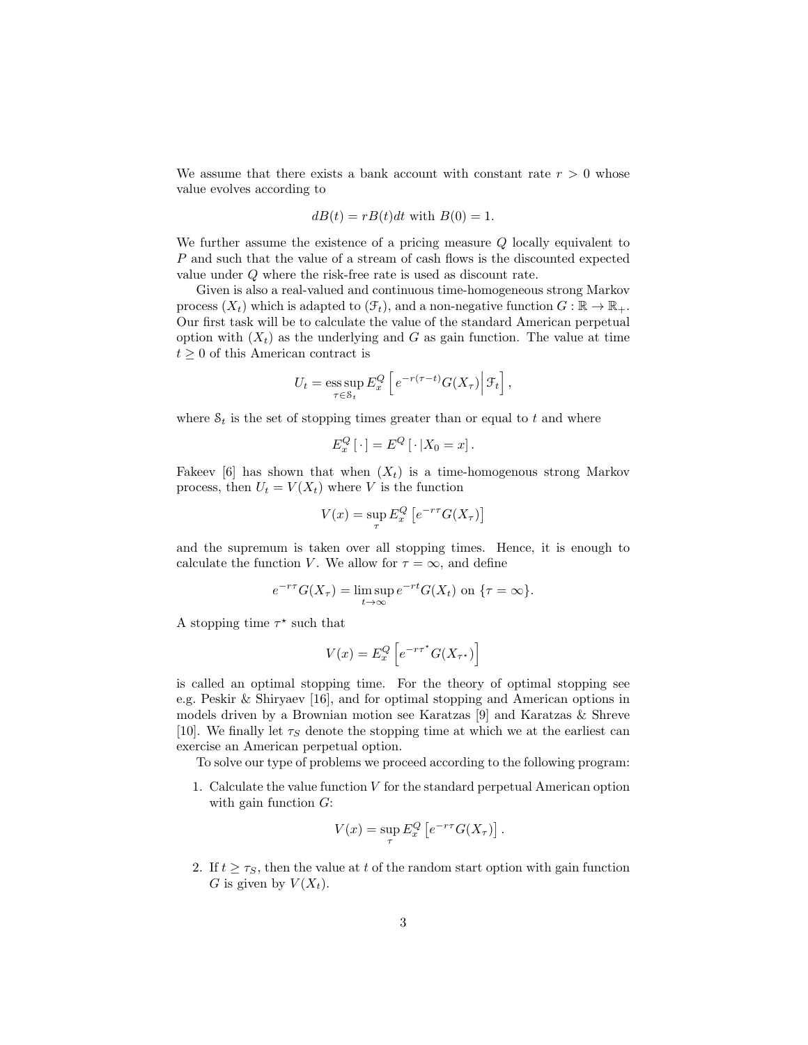We assume that there exists a bank account with constant rate $r > 0$ whose value evolves according to

$$dB(t) = rB(t)dt \text{ with } B(0) = 1.$$

We further assume the existence of a pricing measure $Q$ locally equivalent to $P$ and such that the value of a stream of cash flows is the discounted expected value under $Q$ where the risk-free rate is used as discount rate.

Given is also a real-valued and continuous time-homogeneous strong Markov process $(X_t)$ which is adapted to $(\mathcal{F}_t)$, and a non-negative function $G : \mathbb{R} \to \mathbb{R}_+$. Our first task will be to calculate the value of the standard American perpetual option with $(X_t)$ as the underlying and $G$ as gain function. The value at time $t \geq 0$ of this American contract is

$$U_t = \operatorname*{ess\,sup}_{\tau \in \mathcal{S}_t} E_x^Q \left[ e^{-r(\tau - t)} G(X_\tau) \middle| \mathcal{F}_t \right],$$

where $\mathcal{S}_t$ is the set of stopping times greater than or equal to $t$ and where

$$E_x^Q [\,\cdot\,] = E^Q [\,\cdot\,| X_0 = x].$$

Fakeev [6] has shown that when $(X_t)$ is a time-homogenous strong Markov process, then $U_t = V(X_t)$ where $V$ is the function

$$V(x) = \sup_\tau E_x^Q \left[ e^{-r\tau} G(X_\tau) \right]$$

and the supremum is taken over all stopping times. Hence, it is enough to calculate the function $V$. We allow for $\tau = \infty$, and define

$$e^{-r\tau} G(X_\tau) = \limsup_{t \to \infty} e^{-rt} G(X_t) \text{ on } \{\tau = \infty\}.$$

A stopping time $\tau^\star$ such that

$$V(x) = E_x^Q \left[ e^{-r\tau^\star} G(X_{\tau^\star}) \right]$$

is called an optimal stopping time. For the theory of optimal stopping see e.g. Peskir & Shiryaev [16], and for optimal stopping and American options in models driven by a Brownian motion see Karatzas [9] and Karatzas & Shreve [10]. We finally let $\tau_S$ denote the stopping time at which we at the earliest can exercise an American perpetual option.

To solve our type of problems we proceed according to the following program:

1. Calculate the value function $V$ for the standard perpetual American option with gain function $G$:

$$V(x) = \sup_\tau E_x^Q \left[ e^{-r\tau} G(X_\tau) \right].$$

2. If $t \geq \tau_S$, then the value at $t$ of the random start option with gain function $G$ is given by $V(X_t)$.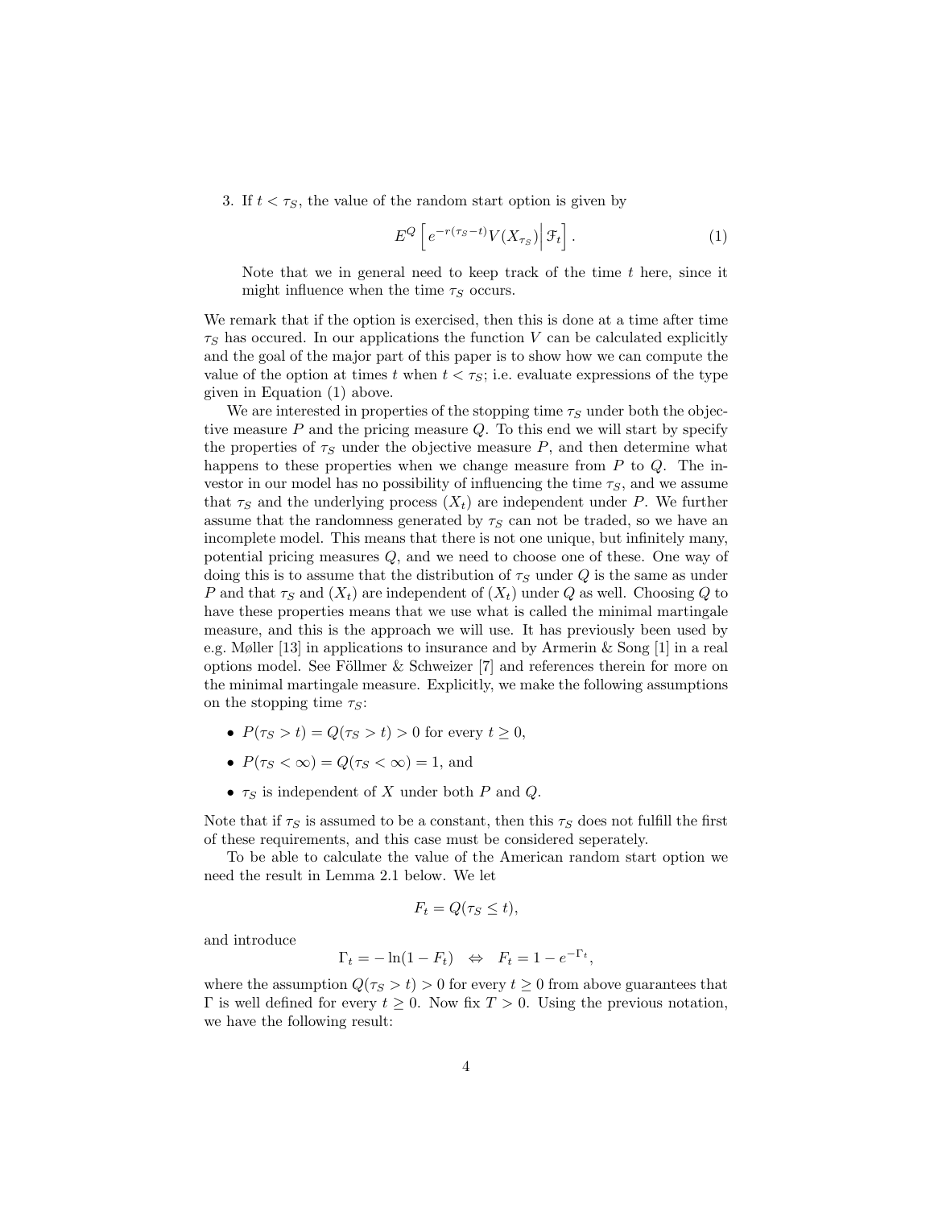3. If $t < \tau_S$, the value of the random start option is given by

$$E^Q \left[ e^{-r(\tau_S - t)} V(X_{\tau_S}) \middle| \mathcal{F}_t \right]. \tag{1}$$

Note that we in general need to keep track of the time $t$ here, since it might influence when the time $\tau_S$ occurs.

We remark that if the option is exercised, then this is done at a time after time $\tau_S$ has occured. In our applications the function $V$ can be calculated explicitly and the goal of the major part of this paper is to show how we can compute the value of the option at times $t$ when $t < \tau_S$; i.e. evaluate expressions of the type given in Equation (1) above.

We are interested in properties of the stopping time $\tau_S$ under both the objective measure $P$ and the pricing measure $Q$. To this end we will start by specify the properties of $\tau_S$ under the objective measure $P$, and then determine what happens to these properties when we change measure from $P$ to $Q$. The investor in our model has no possibility of influencing the time $\tau_S$, and we assume that $\tau_S$ and the underlying process $(X_t)$ are independent under $P$. We further assume that the randomness generated by $\tau_S$ can not be traded, so we have an incomplete model. This means that there is not one unique, but infinitely many, potential pricing measures $Q$, and we need to choose one of these. One way of doing this is to assume that the distribution of $\tau_S$ under $Q$ is the same as under $P$ and that $\tau_S$ and $(X_t)$ are independent of $(X_t)$ under $Q$ as well. Choosing $Q$ to have these properties means that we use what is called the minimal martingale measure, and this is the approach we will use. It has previously been used by e.g. Møller [13] in applications to insurance and by Armerin & Song [1] in a real options model. See Föllmer & Schweizer [7] and references therein for more on the minimal martingale measure. Explicitly, we make the following assumptions on the stopping time $\tau_S$:

- $P(\tau_S > t) = Q(\tau_S > t) > 0$ for every $t \geq 0$,
- $P(\tau_S < \infty) = Q(\tau_S < \infty) = 1$, and
- $\tau_S$ is independent of $X$ under both $P$ and $Q$.

Note that if $\tau_S$ is assumed to be a constant, then this $\tau_S$ does not fulfill the first of these requirements, and this case must be considered seperately.

To be able to calculate the value of the American random start option we need the result in Lemma 2.1 below. We let

$$F_t = Q(\tau_S \leq t),$$

and introduce

$$\Gamma_t = -\ln(1 - F_t) \quad \Leftrightarrow \quad F_t = 1 - e^{-\Gamma_t},$$

where the assumption $Q(\tau_S > t) > 0$ for every $t \geq 0$ from above guarantees that $\Gamma$ is well defined for every $t \geq 0$. Now fix $T > 0$. Using the previous notation, we have the following result: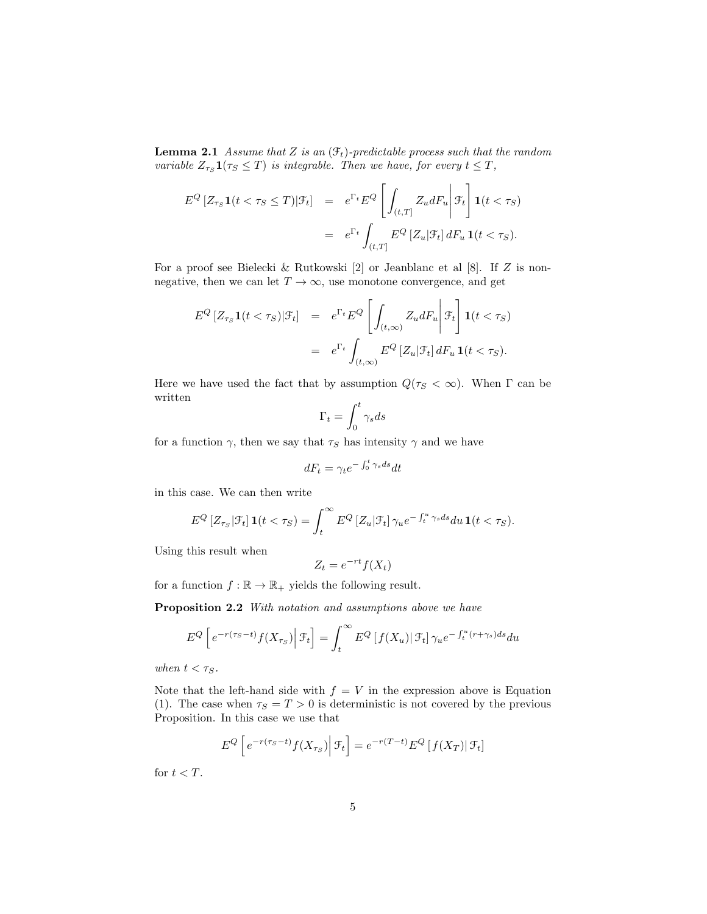**Lemma 2.1** *Assume that $Z$ is an $(\mathcal{F}_t)$-predictable process such that the random variable $Z_{\tau_S}\mathbf{1}(\tau_S \leq T)$ is integrable. Then we have, for every $t \leq T$,*

$$
\begin{aligned}
E^Q\left[Z_{\tau_S}\mathbf{1}(t < \tau_S \leq T)|\mathcal{F}_t\right] &= e^{\Gamma_t} E^Q\left[\int_{(t,T]} Z_u dF_u \,\middle|\, \mathcal{F}_t\right] \mathbf{1}(t < \tau_S) \\
&= e^{\Gamma_t} \int_{(t,T]} E^Q\left[Z_u|\mathcal{F}_t\right] dF_u \, \mathbf{1}(t < \tau_S).
\end{aligned}
$$

For a proof see Bielecki & Rutkowski [2] or Jeanblanc et al [8]. If $Z$ is non-negative, then we can let $T \to \infty$, use monotone convergence, and get

$$
\begin{aligned}
E^Q\left[Z_{\tau_S}\mathbf{1}(t < \tau_S)|\mathcal{F}_t\right] &= e^{\Gamma_t} E^Q\left[\int_{(t,\infty)} Z_u dF_u \,\middle|\, \mathcal{F}_t\right] \mathbf{1}(t < \tau_S) \\
&= e^{\Gamma_t} \int_{(t,\infty)} E^Q\left[Z_u|\mathcal{F}_t\right] dF_u \, \mathbf{1}(t < \tau_S).
\end{aligned}
$$

Here we have used the fact that by assumption $Q(\tau_S < \infty)$. When $\Gamma$ can be written

$$
\Gamma_t = \int_0^t \gamma_s ds
$$

for a function $\gamma$, then we say that $\tau_S$ has intensity $\gamma$ and we have

$$
dF_t = \gamma_t e^{-\int_0^t \gamma_s ds} dt
$$

in this case. We can then write

$$
E^Q\left[Z_{\tau_S}|\mathcal{F}_t\right]\mathbf{1}(t < \tau_S) = \int_t^\infty E^Q\left[Z_u|\mathcal{F}_t\right] \gamma_u e^{-\int_t^u \gamma_s ds} du \, \mathbf{1}(t < \tau_S).
$$

Using this result when

$$
Z_t = e^{-rt} f(X_t)
$$

for a function $f : \mathbb{R} \to \mathbb{R}_+$ yields the following result.

**Proposition 2.2** *With notation and assumptions above we have*

$$
E^Q\left[e^{-r(\tau_S - t)} f(X_{\tau_S}) \,\middle|\, \mathcal{F}_t\right] = \int_t^\infty E^Q\left[f(X_u)|\,\mathcal{F}_t\right] \gamma_u e^{-\int_t^u (r+\gamma_s) ds} du
$$

*when $t < \tau_S$.*

Note that the left-hand side with $f = V$ in the expression above is Equation (1). The case when $\tau_S = T > 0$ is deterministic is not covered by the previous Proposition. In this case we use that

$$
E^Q\left[e^{-r(\tau_S - t)} f(X_{\tau_S}) \,\middle|\, \mathcal{F}_t\right] = e^{-r(T-t)} E^Q\left[f(X_T)|\,\mathcal{F}_t\right]
$$

for $t < T$.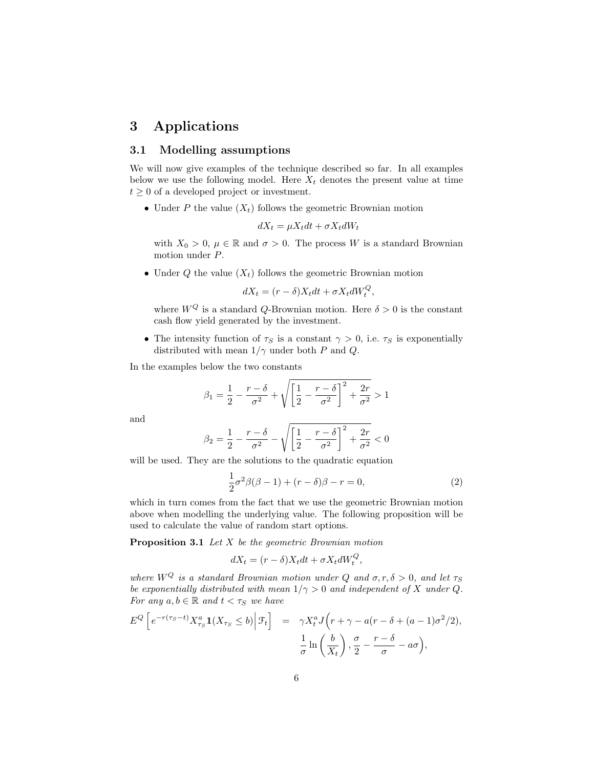# 3 Applications

## 3.1 Modelling assumptions

We will now give examples of the technique described so far. In all examples below we use the following model. Here $X_t$ denotes the present value at time $t \geq 0$ of a developed project or investment.

- Under $P$ the value $(X_t)$ follows the geometric Brownian motion
$$dX_t = \mu X_t dt + \sigma X_t dW_t$$
with $X_0 > 0$, $\mu \in \mathbb{R}$ and $\sigma > 0$. The process $W$ is a standard Brownian motion under $P$.

- Under $Q$ the value $(X_t)$ follows the geometric Brownian motion
$$dX_t = (r - \delta)X_t dt + \sigma X_t dW_t^Q,$$
where $W^Q$ is a standard $Q$-Brownian motion. Here $\delta > 0$ is the constant cash flow yield generated by the investment.

- The intensity function of $\tau_S$ is a constant $\gamma > 0$, i.e. $\tau_S$ is exponentially distributed with mean $1/\gamma$ under both $P$ and $Q$.

In the examples below the two constants

$$\beta_1 = \frac{1}{2} - \frac{r-\delta}{\sigma^2} + \sqrt{\left[\frac{1}{2} - \frac{r-\delta}{\sigma^2}\right]^2 + \frac{2r}{\sigma^2}} > 1$$

and

$$\beta_2 = \frac{1}{2} - \frac{r-\delta}{\sigma^2} - \sqrt{\left[\frac{1}{2} - \frac{r-\delta}{\sigma^2}\right]^2 + \frac{2r}{\sigma^2}} < 0$$

will be used. They are the solutions to the quadratic equation

$$\frac{1}{2}\sigma^2\beta(\beta - 1) + (r - \delta)\beta - r = 0, \tag{2}$$

which in turn comes from the fact that we use the geometric Brownian motion above when modelling the underlying value. The following proposition will be used to calculate the value of random start options.

**Proposition 3.1** *Let $X$ be the geometric Brownian motion*

$$dX_t = (r - \delta)X_t dt + \sigma X_t dW_t^Q,$$

*where $W^Q$ is a standard Brownian motion under $Q$ and $\sigma, r, \delta > 0$, and let $\tau_S$ be exponentially distributed with mean $1/\gamma > 0$ and independent of $X$ under $Q$. For any $a, b \in \mathbb{R}$ and $t < \tau_S$ we have*

$$E^Q\left[e^{-r(\tau_S - t)} X_{\tau_S}^a \mathbf{1}(X_{\tau_S} \leq b) \Big| \mathcal{F}_t\right] = \gamma X_t^a J\Big(r + \gamma - a(r - \delta + (a-1)\sigma^2/2),$$
$$\frac{1}{\sigma}\ln\left(\frac{b}{X_t}\right), \frac{\sigma}{2} - \frac{r-\delta}{\sigma} - a\sigma\Big),$$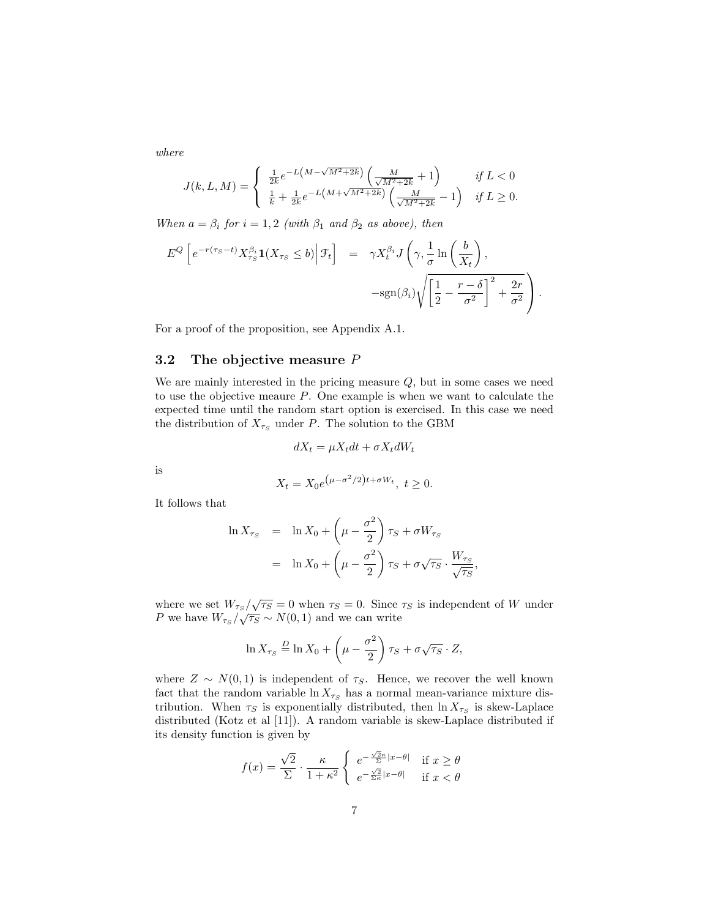*where*

$$J(k, L, M) = \begin{cases} \frac{1}{2k} e^{-L\left(M - \sqrt{M^2+2k}\right)} \left( \frac{M}{\sqrt{M^2+2k}} + 1 \right) & \text{if } L < 0 \\ \frac{1}{k} + \frac{1}{2k} e^{-L\left(M + \sqrt{M^2+2k}\right)} \left( \frac{M}{\sqrt{M^2+2k}} - 1 \right) & \text{if } L \geq 0. \end{cases}$$

*When $a = \beta_i$ for $i = 1, 2$ (with $\beta_1$ and $\beta_2$ as above), then*

$$\begin{aligned} E^Q\left[ e^{-r(\tau_S - t)} X_{\tau_S}^{\beta_i} \mathbf{1}(X_{\tau_S} \leq b) \middle| \mathcal{F}_t \right] &= \gamma X_t^{\beta_i} J\left( \gamma, \frac{1}{\sigma} \ln\left( \frac{b}{X_t} \right), \right. \\ &\quad \left. -\operatorname{sgn}(\beta_i) \sqrt{\left[ \frac{1}{2} - \frac{r-\delta}{\sigma^2} \right]^2 + \frac{2r}{\sigma^2}} \right). \end{aligned}$$

For a proof of the proposition, see Appendix A.1.

### 3.2 The objective measure $P$

We are mainly interested in the pricing measure $Q$, but in some cases we need to use the objective meaure $P$. One example is when we want to calculate the expected time until the random start option is exercised. In this case we need the distribution of $X_{\tau_S}$ under $P$. The solution to the GBM

$$dX_t = \mu X_t dt + \sigma X_t dW_t$$

is

$$X_t = X_0 e^{(\mu - \sigma^2/2)t + \sigma W_t}, \ t \geq 0.$$

It follows that

$$\begin{aligned} \ln X_{\tau_S} &= \ln X_0 + \left( \mu - \frac{\sigma^2}{2} \right) \tau_S + \sigma W_{\tau_S} \\ &= \ln X_0 + \left( \mu - \frac{\sigma^2}{2} \right) \tau_S + \sigma \sqrt{\tau_S} \cdot \frac{W_{\tau_S}}{\sqrt{\tau_S}}, \end{aligned}$$

where we set $W_{\tau_S}/\sqrt{\tau_S} = 0$ when $\tau_S = 0$. Since $\tau_S$ is independent of $W$ under $P$ we have $W_{\tau_S}/\sqrt{\tau_S} \sim N(0, 1)$ and we can write

$$\ln X_{\tau_S} \stackrel{D}{=} \ln X_0 + \left( \mu - \frac{\sigma^2}{2} \right) \tau_S + \sigma \sqrt{\tau_S} \cdot Z,$$

where $Z \sim N(0, 1)$ is independent of $\tau_S$. Hence, we recover the well known fact that the random variable $\ln X_{\tau_S}$ has a normal mean-variance mixture distribution. When $\tau_S$ is exponentially distributed, then $\ln X_{\tau_S}$ is skew-Laplace distributed (Kotz et al [11]). A random variable is skew-Laplace distributed if its density function is given by

$$f(x) = \frac{\sqrt{2}}{\Sigma} \cdot \frac{\kappa}{1 + \kappa^2} \begin{cases} e^{-\frac{\sqrt{2}\kappa}{\Sigma}|x - \theta|} & \text{if } x \geq \theta \\ e^{-\frac{\sqrt{2}}{\Sigma\kappa}|x - \theta|} & \text{if } x < \theta \end{cases}$$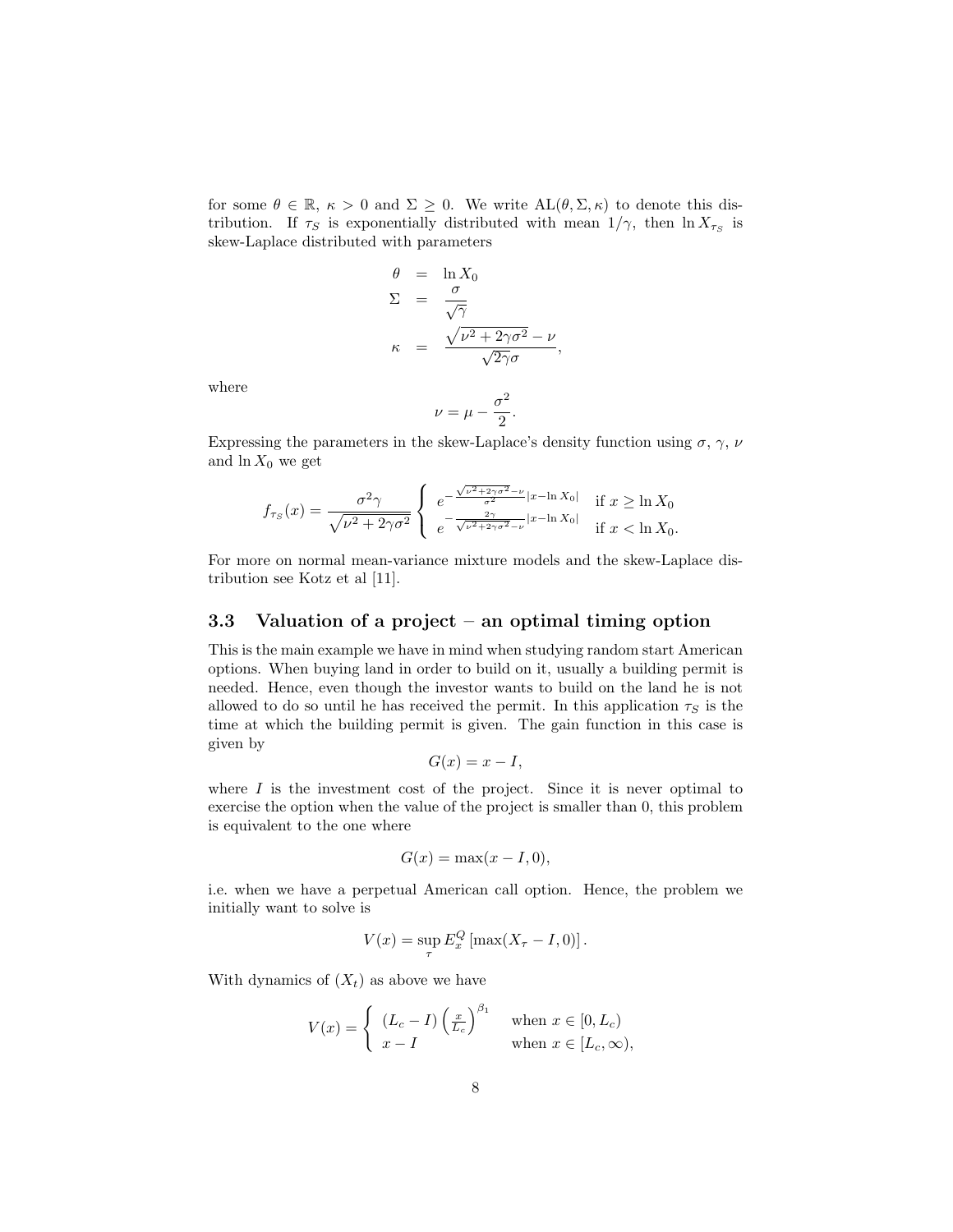for some $\theta \in \mathbb{R}$, $\kappa > 0$ and $\Sigma \geq 0$. We write $\text{AL}(\theta, \Sigma, \kappa)$ to denote this distribution. If $\tau_S$ is exponentially distributed with mean $1/\gamma$, then $\ln X_{\tau_S}$ is skew-Laplace distributed with parameters

$$\begin{aligned}
\theta &= \ln X_0 \\
\Sigma &= \frac{\sigma}{\sqrt{\gamma}} \\
\kappa &= \frac{\sqrt{\nu^2 + 2\gamma\sigma^2} - \nu}{\sqrt{2\gamma}\sigma},
\end{aligned}$$

where

$$\nu = \mu - \frac{\sigma^2}{2}.$$

Expressing the parameters in the skew-Laplace's density function using $\sigma$, $\gamma$, $\nu$ and $\ln X_0$ we get

$$f_{\tau_S}(x) = \frac{\sigma^2\gamma}{\sqrt{\nu^2 + 2\gamma\sigma^2}} \begin{cases} e^{-\frac{\sqrt{\nu^2+2\gamma\sigma^2}-\nu}{\sigma^2}|x - \ln X_0|} & \text{if } x \geq \ln X_0 \\ e^{-\frac{2\gamma}{\sqrt{\nu^2+2\gamma\sigma^2}-\nu}|x - \ln X_0|} & \text{if } x < \ln X_0. \end{cases}$$

For more on normal mean-variance mixture models and the skew-Laplace distribution see Kotz et al [11].

### 3.3 Valuation of a project – an optimal timing option

This is the main example we have in mind when studying random start American options. When buying land in order to build on it, usually a building permit is needed. Hence, even though the investor wants to build on the land he is not allowed to do so until he has received the permit. In this application $\tau_S$ is the time at which the building permit is given. The gain function in this case is given by

$$G(x) = x - I,$$

where $I$ is the investment cost of the project. Since it is never optimal to exercise the option when the value of the project is smaller than 0, this problem is equivalent to the one where

$$G(x) = \max(x - I, 0),$$

i.e. when we have a perpetual American call option. Hence, the problem we initially want to solve is

$$V(x) = \sup_{\tau} E_x^Q \left[\max(X_\tau - I, 0)\right].$$

With dynamics of $(X_t)$ as above we have

$$V(x) = \begin{cases} (L_c - I)\left(\frac{x}{L_c}\right)^{\beta_1} & \text{when } x \in [0, L_c) \\ x - I & \text{when } x \in [L_c, \infty), \end{cases}$$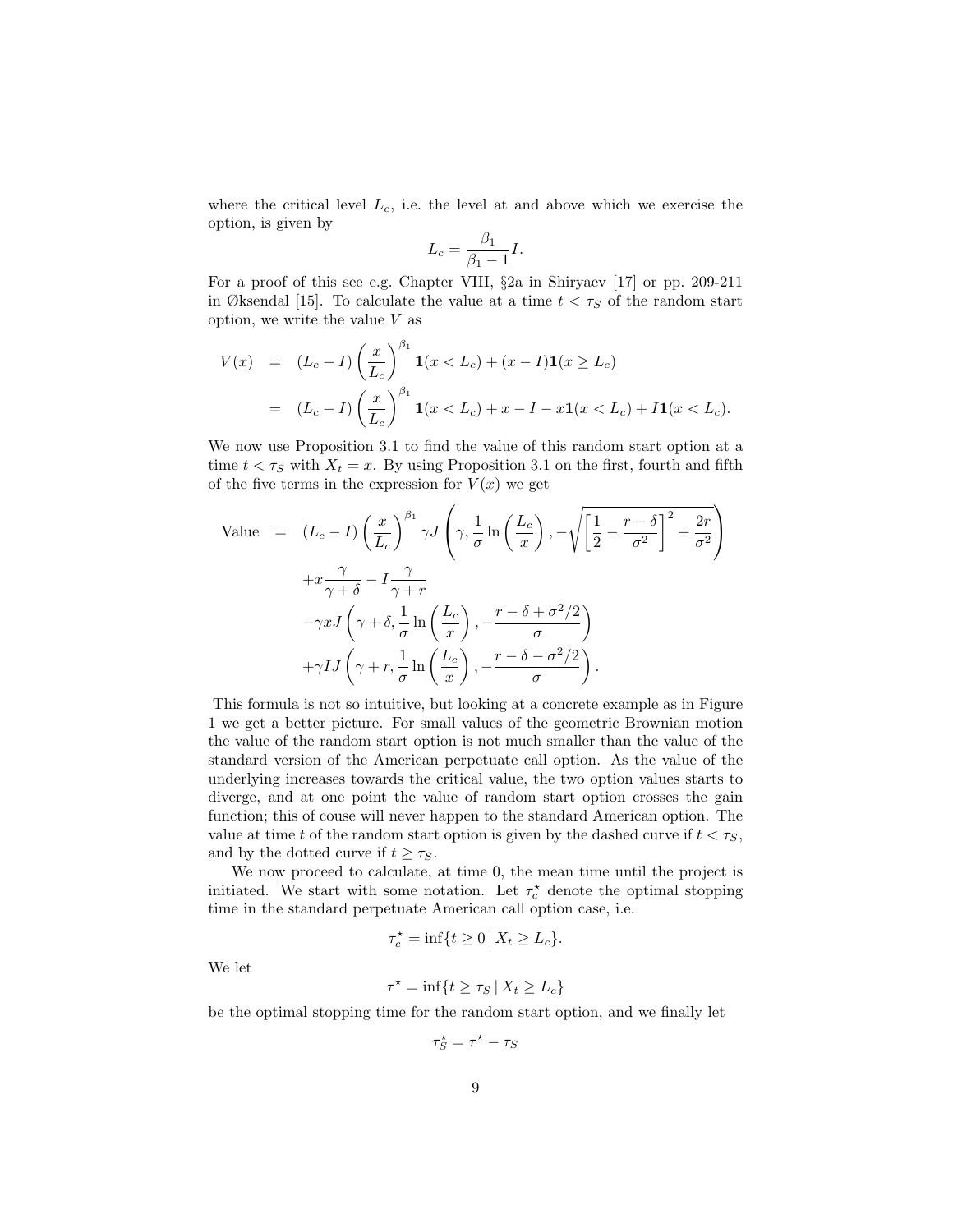where the critical level $L_c$, i.e. the level at and above which we exercise the option, is given by

$$L_c = \frac{\beta_1}{\beta_1 - 1} I.$$

For a proof of this see e.g. Chapter VIII, §2a in Shiryaev [17] or pp. 209-211 in Øksendal [15]. To calculate the value at a time $t < \tau_S$ of the random start option, we write the value $V$ as

$$\begin{aligned}
V(x) &= (L_c - I)\left(\frac{x}{L_c}\right)^{\beta_1} \mathbf{1}(x < L_c) + (x - I)\mathbf{1}(x \geq L_c) \\
&= (L_c - I)\left(\frac{x}{L_c}\right)^{\beta_1} \mathbf{1}(x < L_c) + x - I - x\mathbf{1}(x < L_c) + I\mathbf{1}(x < L_c).
\end{aligned}$$

We now use Proposition 3.1 to find the value of this random start option at a time $t < \tau_S$ with $X_t = x$. By using Proposition 3.1 on the first, fourth and fifth of the five terms in the expression for $V(x)$ we get

$$\begin{aligned}
\text{Value} &= (L_c - I)\left(\frac{x}{L_c}\right)^{\beta_1} \gamma J\left(\gamma, \frac{1}{\sigma}\ln\left(\frac{L_c}{x}\right), -\sqrt{\left[\frac{1}{2} - \frac{r-\delta}{\sigma^2}\right]^2 + \frac{2r}{\sigma^2}}\right) \\
&\quad + x\frac{\gamma}{\gamma+\delta} - I\frac{\gamma}{\gamma+r} \\
&\quad - \gamma x J\left(\gamma+\delta, \frac{1}{\sigma}\ln\left(\frac{L_c}{x}\right), -\frac{r-\delta+\sigma^2/2}{\sigma}\right) \\
&\quad + \gamma I J\left(\gamma+r, \frac{1}{\sigma}\ln\left(\frac{L_c}{x}\right), -\frac{r-\delta-\sigma^2/2}{\sigma}\right).
\end{aligned}$$

This formula is not so intuitive, but looking at a concrete example as in Figure 1 we get a better picture. For small values of the geometric Brownian motion the value of the random start option is not much smaller than the value of the standard version of the American perpetuate call option. As the value of the underlying increases towards the critical value, the two option values starts to diverge, and at one point the value of random start option crosses the gain function; this of couse will never happen to the standard American option. The value at time $t$ of the random start option is given by the dashed curve if $t < \tau_S$, and by the dotted curve if $t \geq \tau_S$.

We now proceed to calculate, at time 0, the mean time until the project is initiated. We start with some notation. Let $\tau_c^\star$ denote the optimal stopping time in the standard perpetuate American call option case, i.e.

$$\tau_c^\star = \inf\{t \geq 0 \,|\, X_t \geq L_c\}.$$

We let

$$\tau^\star = \inf\{t \geq \tau_S \,|\, X_t \geq L_c\}$$

be the optimal stopping time for the random start option, and we finally let

$$\tau_S^\star = \tau^\star - \tau_S$$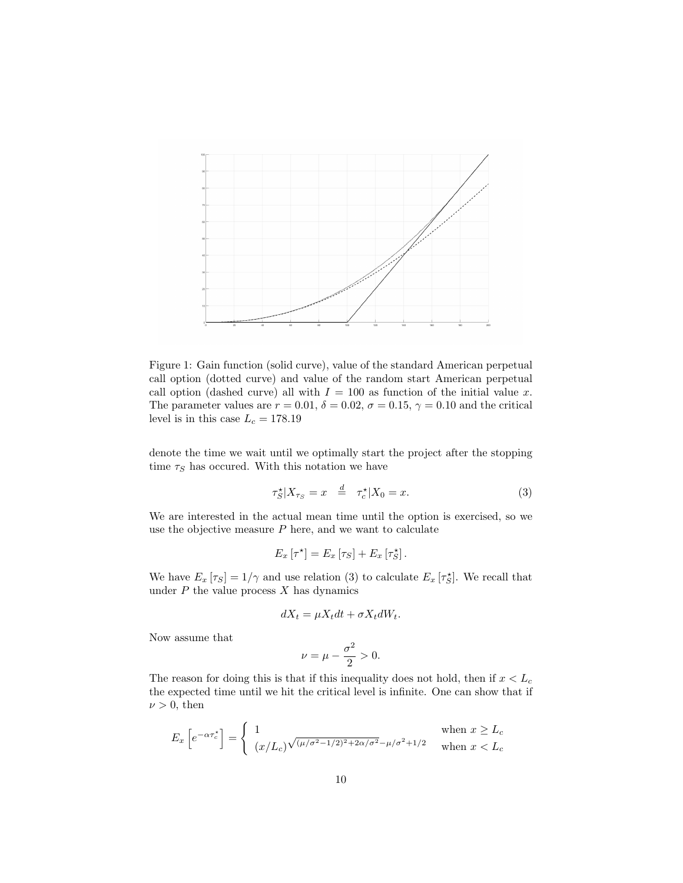Figure 1: Gain function (solid curve), value of the standard American perpetual call option (dotted curve) and value of the random start American perpetual call option (dashed curve) all with $I = 100$ as function of the initial value $x$. The parameter values are $r = 0.01$, $\delta = 0.02$, $\sigma = 0.15$, $\gamma = 0.10$ and the critical level is in this case $L_c = 178.19$

denote the time we wait until we optimally start the project after the stopping time $\tau_S$ has occured. With this notation we have

$$\tau_S^\star | X_{\tau_S} = x \quad \stackrel{d}{=} \quad \tau_c^\star | X_0 = x. \tag{3}$$

We are interested in the actual mean time until the option is exercised, so we use the objective measure $P$ here, and we want to calculate

$$E_x\left[\tau^\star\right] = E_x\left[\tau_S\right] + E_x\left[\tau_S^\star\right].$$

We have $E_x\left[\tau_S\right] = 1/\gamma$ and use relation (3) to calculate $E_x\left[\tau_S^\star\right]$. We recall that under $P$ the value process $X$ has dynamics

$$dX_t = \mu X_t dt + \sigma X_t dW_t.$$

Now assume that

$$\nu = \mu - \frac{\sigma^2}{2} > 0.$$

The reason for doing this is that if this inequality does not hold, then if $x < L_c$ the expected time until we hit the critical level is infinite. One can show that if $\nu > 0$, then

$$E_x\left[e^{-\alpha \tau_c^\star}\right] = \begin{cases} 1 & \text{when } x \geq L_c \\ (x/L_c)^{\sqrt{(\mu/\sigma^2 - 1/2)^2 + 2\alpha/\sigma^2} - \mu/\sigma^2 + 1/2} & \text{when } x < L_c \end{cases}$$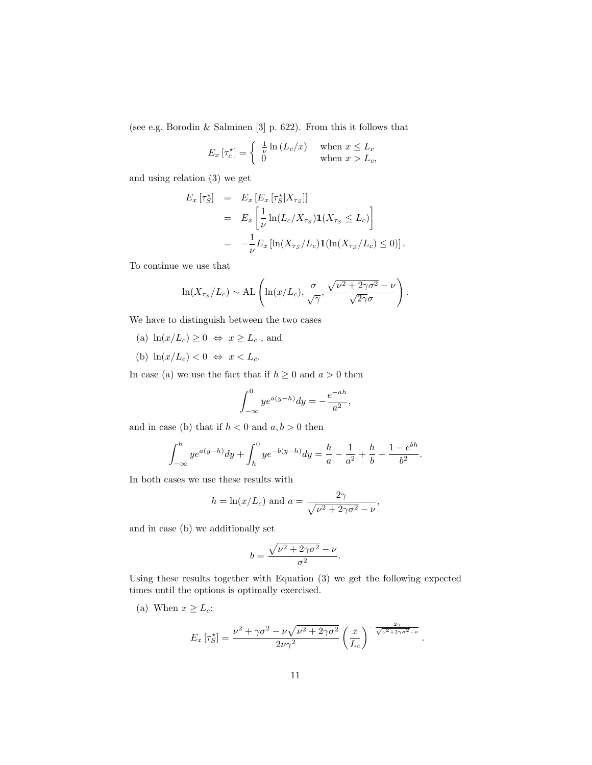(see e.g. Borodin & Salminen [3] p. 622). From this it follows that

$$E_x\left[\tau_c^\star\right] = \begin{cases} \frac{1}{\nu}\ln\left(L_c/x\right) & \text{when } x \leq L_c \\ 0 & \text{when } x > L_c, \end{cases}$$

and using relation (3) we get

$$\begin{aligned} E_x\left[\tau_S^\star\right] &= E_x\left[E_x\left[\tau_S^\star | X_{\tau_S}\right]\right] \\ &= E_x\left[\frac{1}{\nu}\ln(L_c/X_{\tau_S})\mathbf{1}(X_{\tau_S} \leq L_c)\right] \\ &= -\frac{1}{\nu}E_x\left[\ln(X_{\tau_S}/L_c)\mathbf{1}(\ln(X_{\tau_S}/L_c) \leq 0)\right]. \end{aligned}$$

To continue we use that

$$\ln(X_{\tau_S}/L_c) \sim \text{AL}\left(\ln(x/L_c), \frac{\sigma}{\sqrt{\gamma}}, \frac{\sqrt{\nu^2+2\gamma\sigma^2}-\nu}{\sqrt{2\gamma}\sigma}\right).$$

We have to distinguish between the two cases

(a) $\ln(x/L_c) \geq 0 \;\Leftrightarrow\; x \geq L_c$ , and

(b) $\ln(x/L_c) < 0 \;\Leftrightarrow\; x < L_c$.

In case (a) we use the fact that if $h \geq 0$ and $a > 0$ then

$$\int_{-\infty}^{0} y e^{a(y-h)} dy = -\frac{e^{-ah}}{a^2},$$

and in case (b) that if $h < 0$ and $a, b > 0$ then

$$\int_{-\infty}^{h} y e^{a(y-h)} dy + \int_{h}^{0} y e^{-b(y-h)} dy = \frac{h}{a} - \frac{1}{a^2} + \frac{h}{b} + \frac{1-e^{bh}}{b^2}.$$

In both cases we use these results with

$$h = \ln(x/L_c) \text{ and } a = \frac{2\gamma}{\sqrt{\nu^2+2\gamma\sigma^2}-\nu},$$

and in case (b) we additionally set

$$b = \frac{\sqrt{\nu^2+2\gamma\sigma^2}-\nu}{\sigma^2}.$$

Using these results together with Equation (3) we get the following expected times until the options is optimally exercised.

(a) When $x \geq L_c$:

$$E_x\left[\tau_S^\star\right] = \frac{\nu^2+\gamma\sigma^2-\nu\sqrt{\nu^2+2\gamma\sigma^2}}{2\nu\gamma^2}\left(\frac{x}{L_c}\right)^{-\frac{2\gamma}{\sqrt{\nu^2+2\gamma\sigma^2}-\nu}}.$$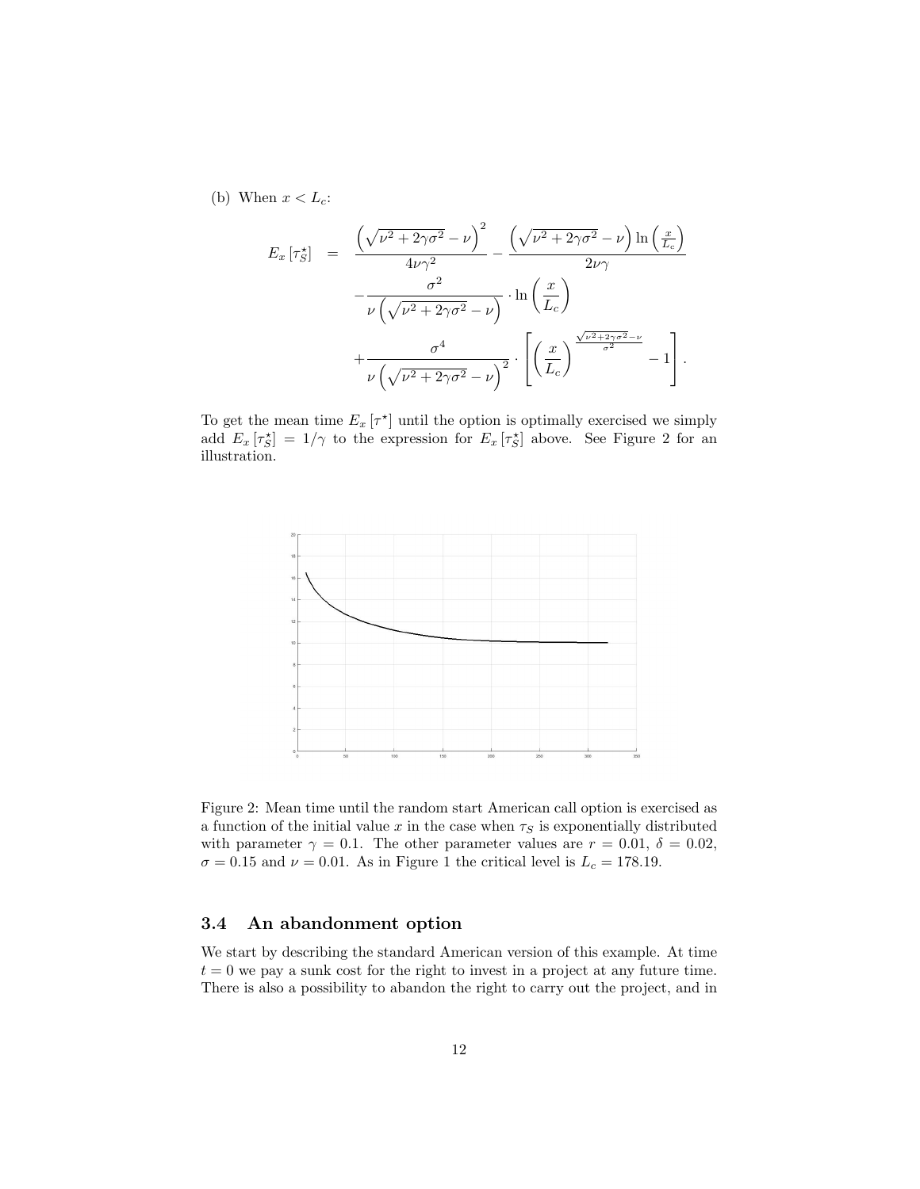(b) When $x < L_c$:

$$
\begin{aligned}
E_x\left[\tau_S^\star\right] &= \frac{\left(\sqrt{\nu^2+2\gamma\sigma^2}-\nu\right)^2}{4\nu\gamma^2} - \frac{\left(\sqrt{\nu^2+2\gamma\sigma^2}-\nu\right)\ln\left(\frac{x}{L_c}\right)}{2\nu\gamma} \\
&\quad -\frac{\sigma^2}{\nu\left(\sqrt{\nu^2+2\gamma\sigma^2}-\nu\right)}\cdot\ln\left(\frac{x}{L_c}\right) \\
&\quad +\frac{\sigma^4}{\nu\left(\sqrt{\nu^2+2\gamma\sigma^2}-\nu\right)^2}\cdot\left[\left(\frac{x}{L_c}\right)^{\frac{\sqrt{\nu^2+2\gamma\sigma^2}-\nu}{\sigma^2}}-1\right].
\end{aligned}
$$

To get the mean time $E_x\left[\tau^\star\right]$ until the option is optimally exercised we simply add $E_x\left[\tau_S^\star\right] = 1/\gamma$ to the expression for $E_x\left[\tau_S^\star\right]$ above. See Figure 2 for an illustration.

Figure 2: Mean time until the random start American call option is exercised as a function of the initial value $x$ in the case when $\tau_S$ is exponentially distributed with parameter $\gamma = 0.1$. The other parameter values are $r = 0.01$, $\delta = 0.02$, $\sigma = 0.15$ and $\nu = 0.01$. As in Figure 1 the critical level is $L_c = 178.19$.

### 3.4 An abandonment option

We start by describing the standard American version of this example. At time $t = 0$ we pay a sunk cost for the right to invest in a project at any future time. There is also a possibility to abandon the right to carry out the project, and in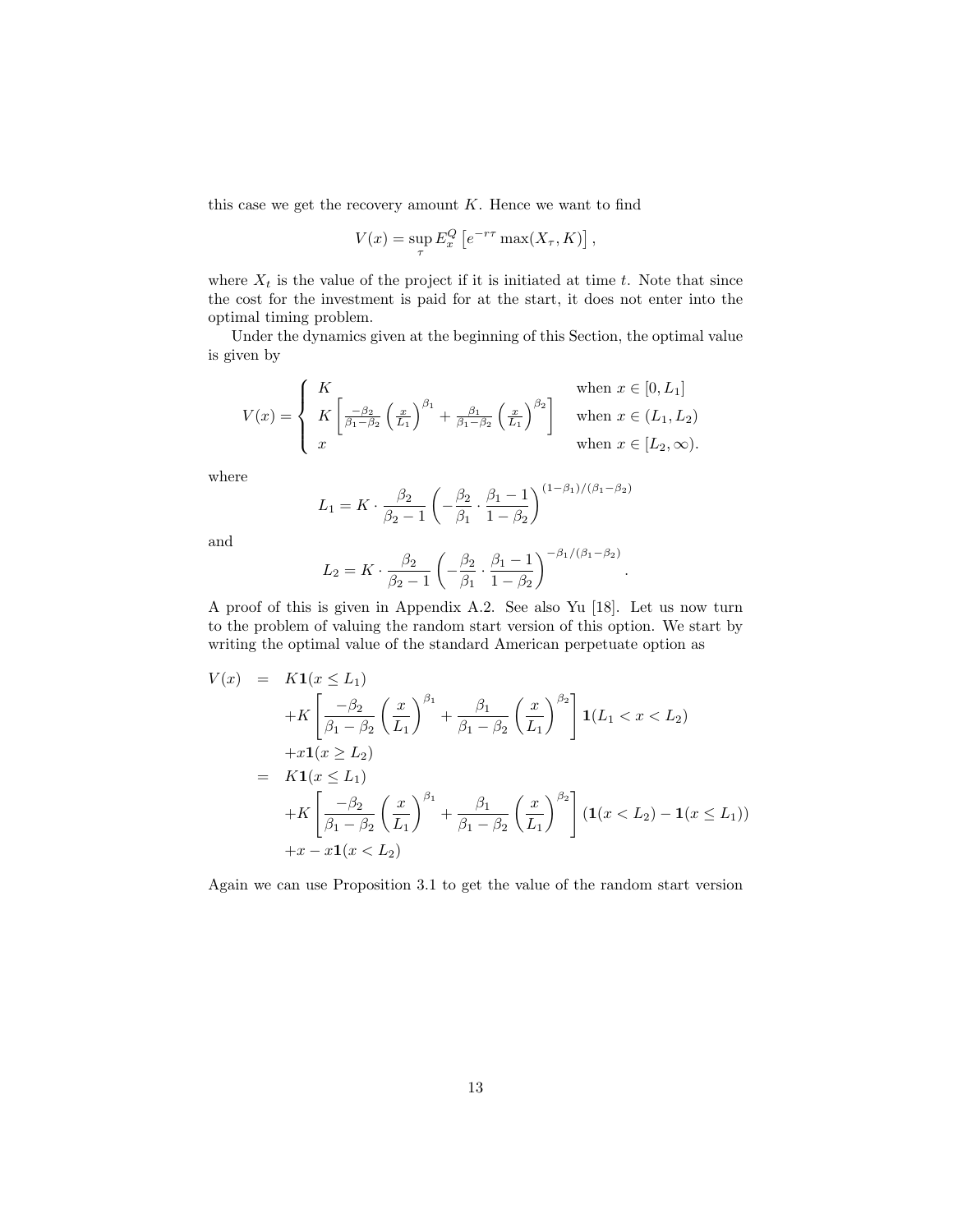this case we get the recovery amount $K$. Hence we want to find

$$V(x) = \sup_{\tau} E_x^Q \left[ e^{-r\tau} \max(X_\tau, K) \right],$$

where $X_t$ is the value of the project if it is initiated at time $t$. Note that since the cost for the investment is paid for at the start, it does not enter into the optimal timing problem.

Under the dynamics given at the beginning of this Section, the optimal value is given by

$$V(x) = \begin{cases} K & \text{when } x \in [0, L_1] \\ K \left[ \frac{-\beta_2}{\beta_1 - \beta_2} \left( \frac{x}{L_1} \right)^{\beta_1} + \frac{\beta_1}{\beta_1 - \beta_2} \left( \frac{x}{L_1} \right)^{\beta_2} \right] & \text{when } x \in (L_1, L_2) \\ x & \text{when } x \in [L_2, \infty). \end{cases}$$

where

$$L_1 = K \cdot \frac{\beta_2}{\beta_2 - 1} \left( -\frac{\beta_2}{\beta_1} \cdot \frac{\beta_1 - 1}{1 - \beta_2} \right)^{(1-\beta_1)/(\beta_1 - \beta_2)}$$

and

$$L_2 = K \cdot \frac{\beta_2}{\beta_2 - 1} \left( -\frac{\beta_2}{\beta_1} \cdot \frac{\beta_1 - 1}{1 - \beta_2} \right)^{-\beta_1/(\beta_1 - \beta_2)}.$$

A proof of this is given in Appendix A.2. See also Yu [18]. Let us now turn to the problem of valuing the random start version of this option. We start by writing the optimal value of the standard American perpetuate option as

$$\begin{aligned} V(x) &= K\mathbf{1}(x \le L_1) \\ &\quad + K \left[ \frac{-\beta_2}{\beta_1 - \beta_2} \left( \frac{x}{L_1} \right)^{\beta_1} + \frac{\beta_1}{\beta_1 - \beta_2} \left( \frac{x}{L_1} \right)^{\beta_2} \right] \mathbf{1}(L_1 < x < L_2) \\ &\quad + x\mathbf{1}(x \ge L_2) \\ &= K\mathbf{1}(x \le L_1) \\ &\quad + K \left[ \frac{-\beta_2}{\beta_1 - \beta_2} \left( \frac{x}{L_1} \right)^{\beta_1} + \frac{\beta_1}{\beta_1 - \beta_2} \left( \frac{x}{L_1} \right)^{\beta_2} \right] (\mathbf{1}(x < L_2) - \mathbf{1}(x \le L_1)) \\ &\quad + x - x\mathbf{1}(x < L_2) \end{aligned}$$

Again we can use Proposition 3.1 to get the value of the random start version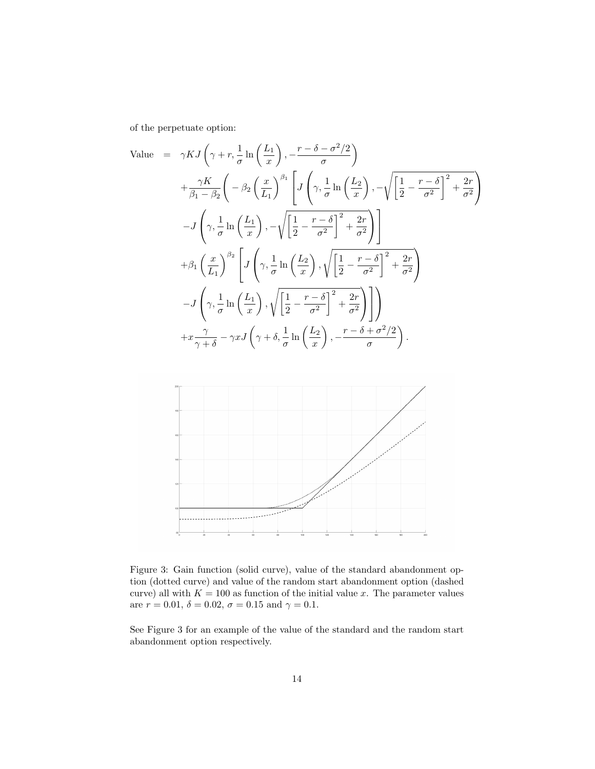of the perpetuate option:

$$
\begin{aligned}
\text{Value} \quad = \quad & \gamma K J\left(\gamma + r, \frac{1}{\sigma}\ln\left(\frac{L_1}{x}\right), -\frac{r-\delta-\sigma^2/2}{\sigma}\right) \\
& + \frac{\gamma K}{\beta_1 - \beta_2}\Bigg( - \beta_2 \left(\frac{x}{L_1}\right)^{\beta_1} \Bigg[ J\left(\gamma, \frac{1}{\sigma}\ln\left(\frac{L_2}{x}\right), -\sqrt{\left[\frac{1}{2} - \frac{r-\delta}{\sigma^2}\right]^2 + \frac{2r}{\sigma^2}}\right) \\
& - J\left(\gamma, \frac{1}{\sigma}\ln\left(\frac{L_1}{x}\right), -\sqrt{\left[\frac{1}{2} - \frac{r-\delta}{\sigma^2}\right]^2 + \frac{2r}{\sigma^2}}\right)\Bigg] \\
& + \beta_1 \left(\frac{x}{L_1}\right)^{\beta_2} \Bigg[ J\left(\gamma, \frac{1}{\sigma}\ln\left(\frac{L_2}{x}\right), \sqrt{\left[\frac{1}{2} - \frac{r-\delta}{\sigma^2}\right]^2 + \frac{2r}{\sigma^2}}\right) \\
& - J\left(\gamma, \frac{1}{\sigma}\ln\left(\frac{L_1}{x}\right), \sqrt{\left[\frac{1}{2} - \frac{r-\delta}{\sigma^2}\right]^2 + \frac{2r}{\sigma^2}}\right)\Bigg]\Bigg) \\
& + x\frac{\gamma}{\gamma+\delta} - \gamma x J\left(\gamma+\delta, \frac{1}{\sigma}\ln\left(\frac{L_2}{x}\right), -\frac{r-\delta+\sigma^2/2}{\sigma}\right).
\end{aligned}
$$

Figure 3: Gain function (solid curve), value of the standard abandonment option (dotted curve) and value of the random start abandonment option (dashed curve) all with $K = 100$ as function of the initial value $x$. The parameter values are $r = 0.01$, $\delta = 0.02$, $\sigma = 0.15$ and $\gamma = 0.1$.

See Figure 3 for an example of the value of the standard and the random start abandonment option respectively.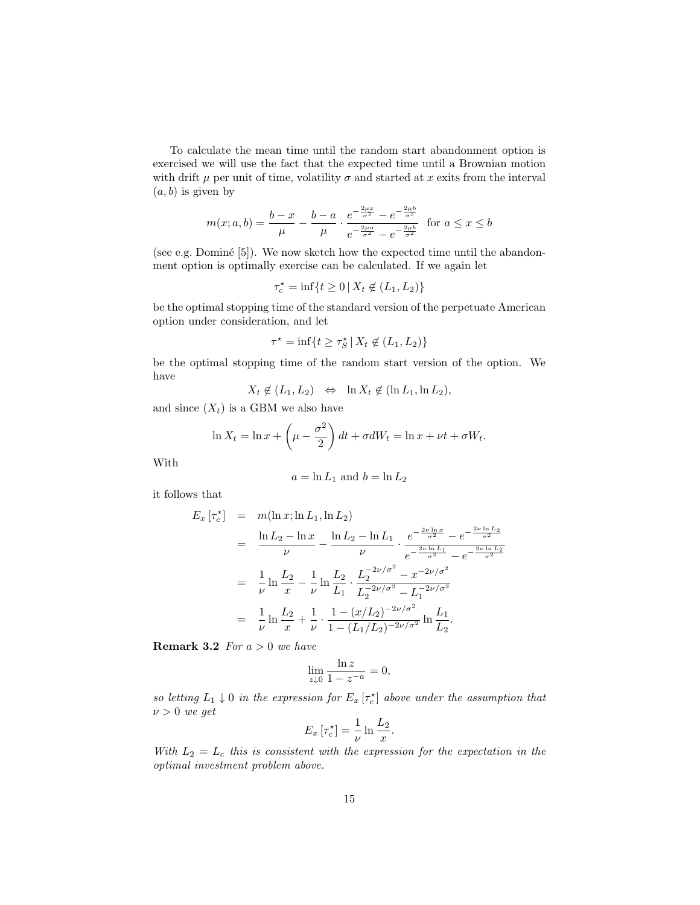To calculate the mean time until the random start abandonment option is exercised we will use the fact that the expected time until a Brownian motion with drift $\mu$ per unit of time, volatility $\sigma$ and started at $x$ exits from the interval $(a, b)$ is given by

$$m(x; a, b) = \frac{b-x}{\mu} - \frac{b-a}{\mu} \cdot \frac{e^{-\frac{2\mu x}{\sigma^2}} - e^{-\frac{2\mu b}{\sigma^2}}}{e^{-\frac{2\mu a}{\sigma^2}} - e^{-\frac{2\mu b}{\sigma^2}}} \quad \text{for } a \leq x \leq b$$

(see e.g. Dominé [5]). We now sketch how the expected time until the abandonment option is optimally exercise can be calculated. If we again let

$$\tau_c^\star = \inf\{t \geq 0 \,|\, X_t \notin (L_1, L_2)\}$$

be the optimal stopping time of the standard version of the perpetuate American option under consideration, and let

$$\tau^\star = \inf\{t \geq \tau_S^\star \,|\, X_t \notin (L_1, L_2)\}$$

be the optimal stopping time of the random start version of the option. We have

$$X_t \notin (L_1, L_2) \quad \Leftrightarrow \quad \ln X_t \notin (\ln L_1, \ln L_2),$$

and since $(X_t)$ is a GBM we also have

$$\ln X_t = \ln x + \left(\mu - \frac{\sigma^2}{2}\right) dt + \sigma dW_t = \ln x + \nu t + \sigma W_t.$$

With

$$a = \ln L_1 \text{ and } b = \ln L_2$$

it follows that

$$\begin{aligned}
E_x\left[\tau_c^\star\right] &= m(\ln x; \ln L_1, \ln L_2) \\
&= \frac{\ln L_2 - \ln x}{\nu} - \frac{\ln L_2 - \ln L_1}{\nu} \cdot \frac{e^{-\frac{2\nu \ln x}{\sigma^2}} - e^{-\frac{2\nu \ln L_2}{\sigma^2}}}{e^{-\frac{2\nu \ln L_1}{\sigma^2}} - e^{-\frac{2\nu \ln L_2}{\sigma^2}}} \\
&= \frac{1}{\nu} \ln \frac{L_2}{x} - \frac{1}{\nu} \ln \frac{L_2}{L_1} \cdot \frac{L_2^{-2\nu/\sigma^2} - x^{-2\nu/\sigma^2}}{L_2^{-2\nu/\sigma^2} - L_1^{-2\nu/\sigma^2}} \\
&= \frac{1}{\nu} \ln \frac{L_2}{x} + \frac{1}{\nu} \cdot \frac{1 - (x/L_2)^{-2\nu/\sigma^2}}{1 - (L_1/L_2)^{-2\nu/\sigma^2}} \ln \frac{L_1}{L_2}.
\end{aligned}$$

**Remark 3.2** *For $a > 0$ we have*

$$\lim_{z \downarrow 0} \frac{\ln z}{1 - z^{-a}} = 0,$$

*so letting $L_1 \downarrow 0$ in the expression for $E_x\left[\tau_c^\star\right]$ above under the assumption that $\nu > 0$ we get*

$$E_x\left[\tau_c^\star\right] = \frac{1}{\nu} \ln \frac{L_2}{x}.$$

*With $L_2 = L_c$ this is consistent with the expression for the expectation in the optimal investment problem above.*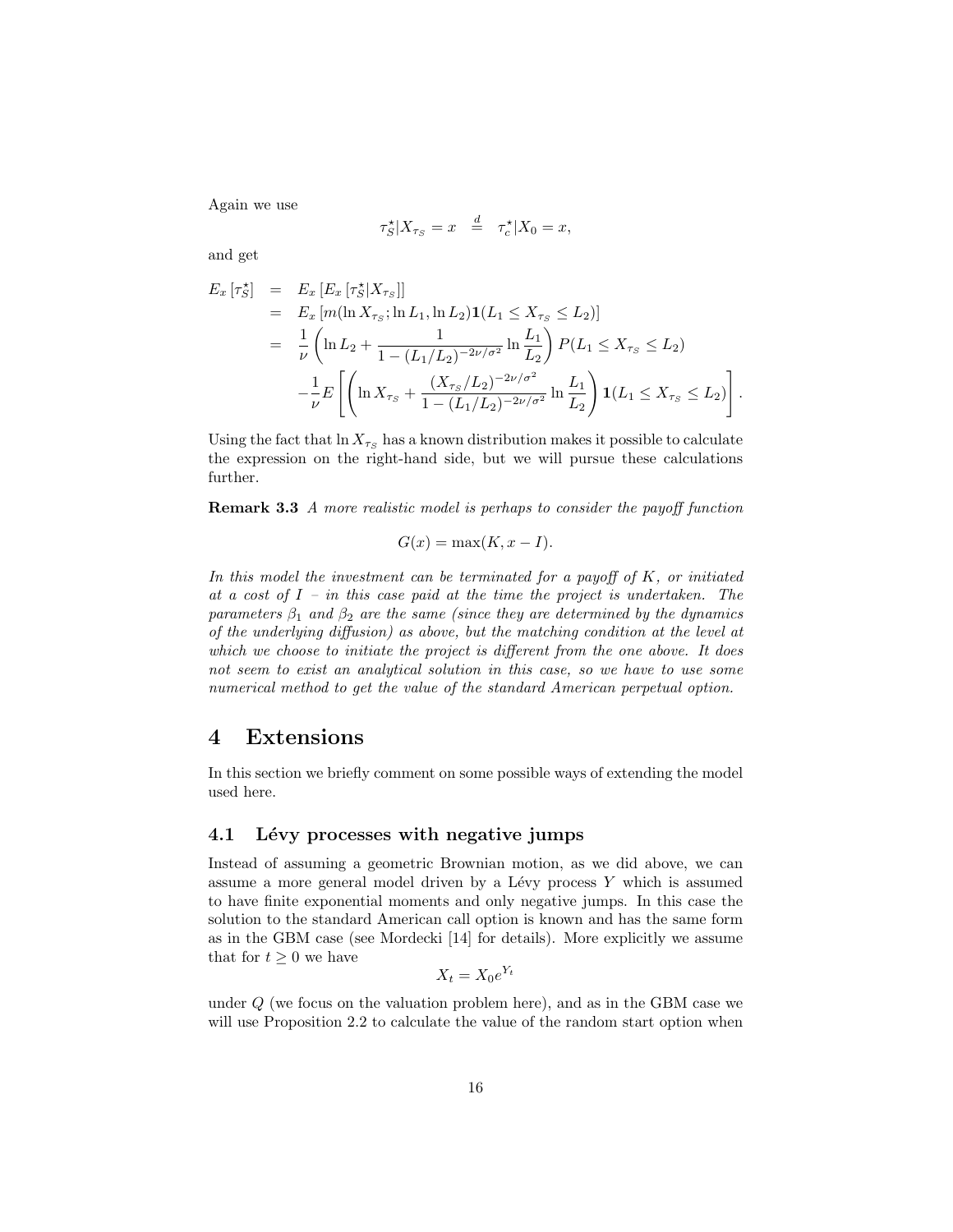Again we use

$$\tau_S^\star | X_{\tau_S} = x \quad \stackrel{d}{=} \quad \tau_c^\star | X_0 = x,$$

and get

$$\begin{aligned}
E_x\left[\tau_S^\star\right] &= E_x\left[E_x\left[\tau_S^\star | X_{\tau_S}\right]\right] \\
&= E_x\left[m(\ln X_{\tau_S}; \ln L_1, \ln L_2)\mathbf{1}(L_1 \leq X_{\tau_S} \leq L_2)\right] \\
&= \frac{1}{\nu}\left(\ln L_2 + \frac{1}{1-(L_1/L_2)^{-2\nu/\sigma^2}} \ln \frac{L_1}{L_2}\right) P(L_1 \leq X_{\tau_S} \leq L_2) \\
&\quad -\frac{1}{\nu} E\left[\left(\ln X_{\tau_S} + \frac{(X_{\tau_S}/L_2)^{-2\nu/\sigma^2}}{1-(L_1/L_2)^{-2\nu/\sigma^2}} \ln \frac{L_1}{L_2}\right) \mathbf{1}(L_1 \leq X_{\tau_S} \leq L_2)\right].
\end{aligned}$$

Using the fact that $\ln X_{\tau_S}$ has a known distribution makes it possible to calculate the expression on the right-hand side, but we will pursue these calculations further.

**Remark 3.3** *A more realistic model is perhaps to consider the payoff function*

$$G(x) = \max(K, x - I).$$

*In this model the investment can be terminated for a payoff of $K$, or initiated at a cost of $I$ – in this case paid at the time the project is undertaken. The parameters $\beta_1$ and $\beta_2$ are the same (since they are determined by the dynamics of the underlying diffusion) as above, but the matching condition at the level at which we choose to initiate the project is different from the one above. It does not seem to exist an analytical solution in this case, so we have to use some numerical method to get the value of the standard American perpetual option.*

# 4 Extensions

In this section we briefly comment on some possible ways of extending the model used here.

## 4.1 Lévy processes with negative jumps

Instead of assuming a geometric Brownian motion, as we did above, we can assume a more general model driven by a Lévy process $Y$ which is assumed to have finite exponential moments and only negative jumps. In this case the solution to the standard American call option is known and has the same form as in the GBM case (see Mordecki [14] for details). More explicitly we assume that for $t \geq 0$ we have

$$X_t = X_0 e^{Y_t}$$

under $Q$ (we focus on the valuation problem here), and as in the GBM case we will use Proposition 2.2 to calculate the value of the random start option when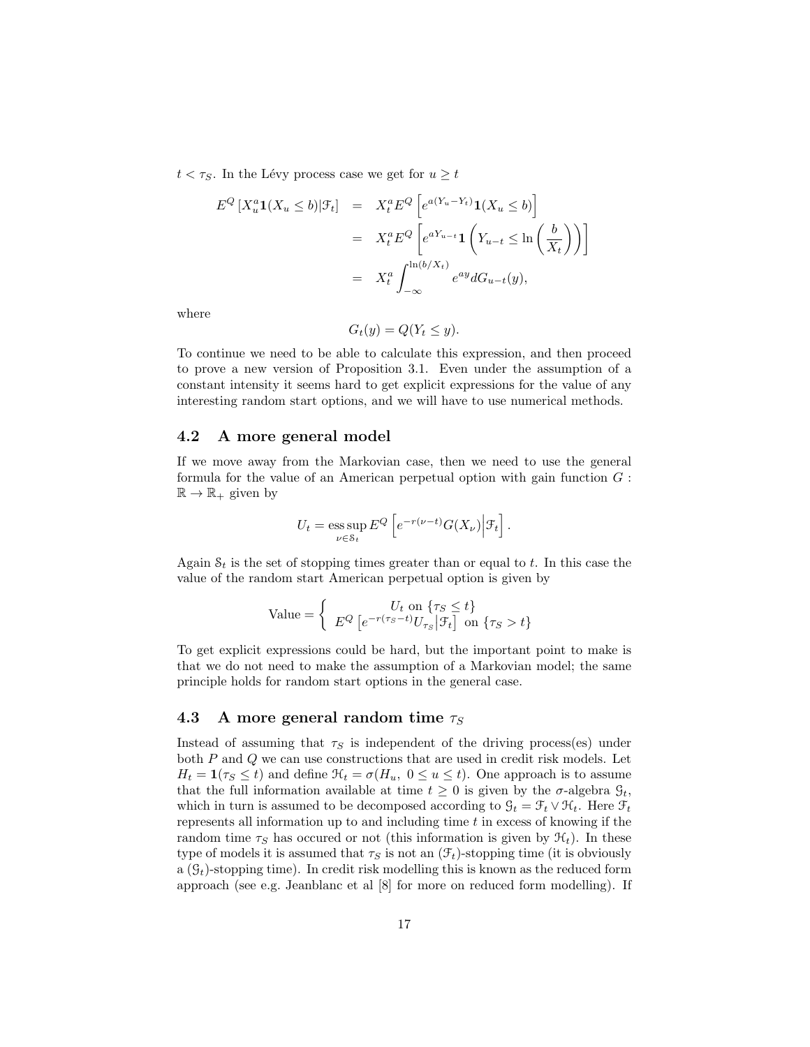$t < \tau_S$. In the Lévy process case we get for $u \geq t$

$$
\begin{aligned}
E^Q\left[X_u^a \mathbf{1}(X_u \leq b) | \mathcal{F}_t\right] &= X_t^a E^Q\left[e^{a(Y_u - Y_t)}\mathbf{1}(X_u \leq b)\right] \\
&= X_t^a E^Q\left[e^{aY_{u-t}}\mathbf{1}\left(Y_{u-t} \leq \ln\left(\frac{b}{X_t}\right)\right)\right] \\
&= X_t^a \int_{-\infty}^{\ln(b/X_t)} e^{ay} dG_{u-t}(y),
\end{aligned}
$$

where

$$
G_t(y) = Q(Y_t \leq y).
$$

To continue we need to be able to calculate this expression, and then proceed to prove a new version of Proposition 3.1. Even under the assumption of a constant intensity it seems hard to get explicit expressions for the value of any interesting random start options, and we will have to use numerical methods.

## 4.2 A more general model

If we move away from the Markovian case, then we need to use the general formula for the value of an American perpetual option with gain function $G : \mathbb{R} \to \mathbb{R}_+$ given by

$$
U_t = \operatorname*{ess\,sup}_{\nu \in \mathcal{S}_t} E^Q\left[e^{-r(\nu - t)} G(X_\nu) \middle| \mathcal{F}_t\right].
$$

Again $\mathcal{S}_t$ is the set of stopping times greater than or equal to $t$. In this case the value of the random start American perpetual option is given by

$$
\text{Value} = \begin{cases} U_t \text{ on } \{\tau_S \leq t\} \\ E^Q\left[e^{-r(\tau_S - t)} U_{\tau_S} \middle| \mathcal{F}_t\right] \text{ on } \{\tau_S > t\} \end{cases}
$$

To get explicit expressions could be hard, but the important point to make is that we do not need to make the assumption of a Markovian model; the same principle holds for random start options in the general case.

## 4.3 A more general random time $\tau_S$

Instead of assuming that $\tau_S$ is independent of the driving process(es) under both $P$ and $Q$ we can use constructions that are used in credit risk models. Let $H_t = \mathbf{1}(\tau_S \leq t)$ and define $\mathcal{H}_t = \sigma(H_u,\ 0 \leq u \leq t)$. One approach is to assume that the full information available at time $t \geq 0$ is given by the $\sigma$-algebra $\mathcal{G}_t$, which in turn is assumed to be decomposed according to $\mathcal{G}_t = \mathcal{F}_t \vee \mathcal{H}_t$. Here $\mathcal{F}_t$ represents all information up to and including time $t$ in excess of knowing if the random time $\tau_S$ has occured or not (this information is given by $\mathcal{H}_t$). In these type of models it is assumed that $\tau_S$ is not an $(\mathcal{F}_t)$-stopping time (it is obviously a $(\mathcal{G}_t)$-stopping time). In credit risk modelling this is known as the reduced form approach (see e.g. Jeanblanc et al [8] for more on reduced form modelling). If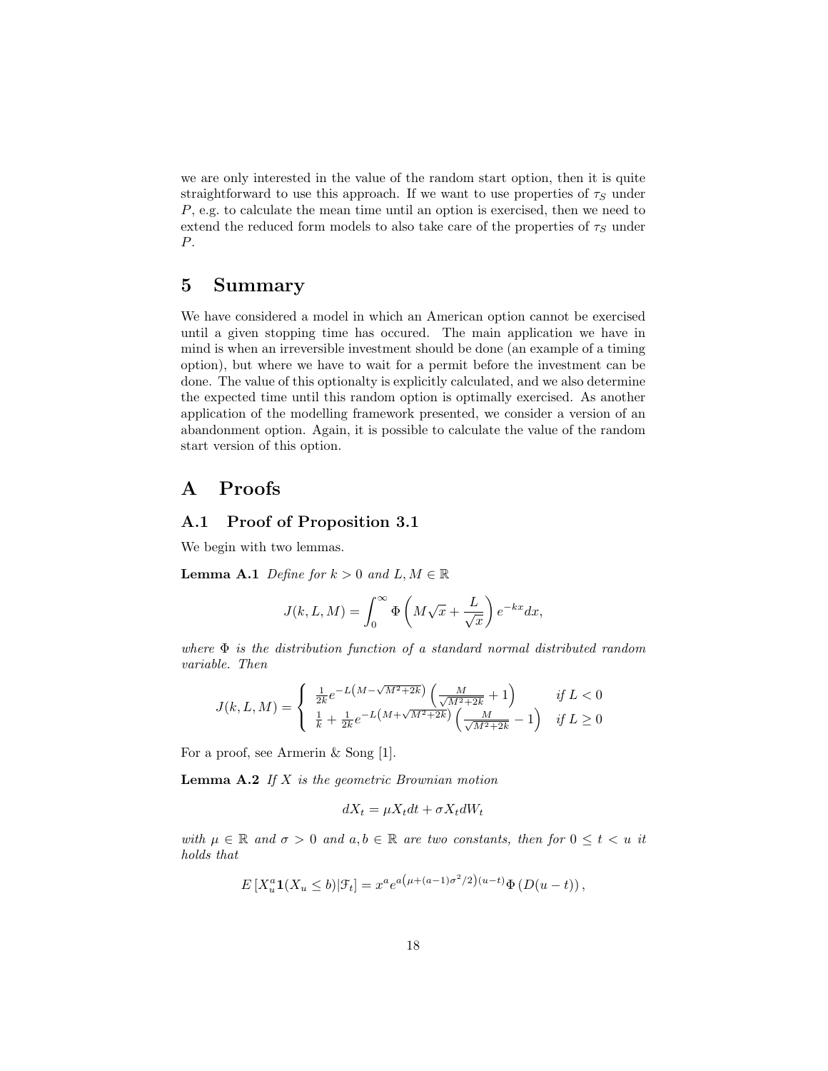we are only interested in the value of the random start option, then it is quite straightforward to use this approach. If we want to use properties of $\tau_S$ under $P$, e.g. to calculate the mean time until an option is exercised, then we need to extend the reduced form models to also take care of the properties of $\tau_S$ under $P$.

# 5 Summary

We have considered a model in which an American option cannot be exercised until a given stopping time has occured. The main application we have in mind is when an irreversible investment should be done (an example of a timing option), but where we have to wait for a permit before the investment can be done. The value of this optionalty is explicitly calculated, and we also determine the expected time until this random option is optimally exercised. As another application of the modelling framework presented, we consider a version of an abandonment option. Again, it is possible to calculate the value of the random start version of this option.

# A Proofs

## A.1 Proof of Proposition 3.1

We begin with two lemmas.

**Lemma A.1** *Define for $k > 0$ and $L, M \in \mathbb{R}$*

$$J(k, L, M) = \int_0^\infty \Phi\left(M\sqrt{x} + \frac{L}{\sqrt{x}}\right) e^{-kx} dx,$$

*where $\Phi$ is the distribution function of a standard normal distributed random variable. Then*

$$J(k, L, M) = \begin{cases} \frac{1}{2k} e^{-L\left(M - \sqrt{M^2+2k}\right)} \left(\frac{M}{\sqrt{M^2+2k}} + 1\right) & \text{if } L < 0 \\ \frac{1}{k} + \frac{1}{2k} e^{-L\left(M + \sqrt{M^2+2k}\right)} \left(\frac{M}{\sqrt{M^2+2k}} - 1\right) & \text{if } L \geq 0 \end{cases}$$

For a proof, see Armerin & Song [1].

**Lemma A.2** *If $X$ is the geometric Brownian motion*

$$dX_t = \mu X_t dt + \sigma X_t dW_t$$

*with $\mu \in \mathbb{R}$ and $\sigma > 0$ and $a, b \in \mathbb{R}$ are two constants, then for $0 \leq t < u$ it holds that*

$$E\left[X_u^a \mathbf{1}(X_u \leq b) | \mathcal{F}_t\right] = x^a e^{a\left(\mu + (a-1)\sigma^2/2\right)(u-t)} \Phi\left(D(u-t)\right),$$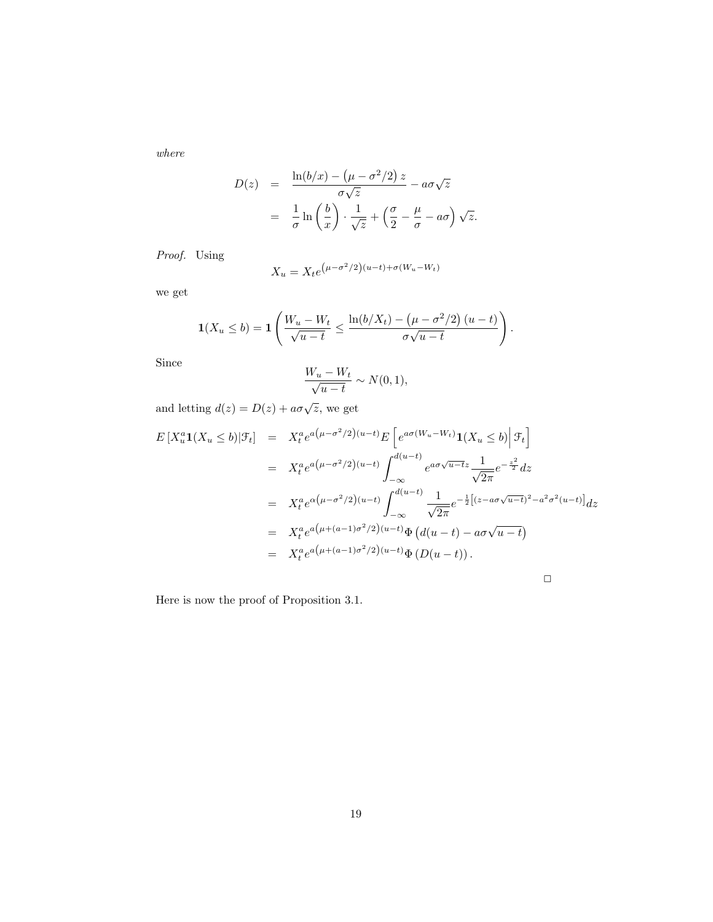*where*

$$
\begin{aligned}
D(z) &= \frac{\ln(b/x) - \left(\mu - \sigma^2/2\right) z}{\sigma\sqrt{z}} - a\sigma\sqrt{z} \\
&= \frac{1}{\sigma}\ln\left(\frac{b}{x}\right) \cdot \frac{1}{\sqrt{z}} + \left(\frac{\sigma}{2} - \frac{\mu}{\sigma} - a\sigma\right)\sqrt{z}.
\end{aligned}
$$

*Proof.* Using

$$
X_u = X_t e^{\left(\mu - \sigma^2/2\right)(u-t) + \sigma(W_u - W_t)}
$$

we get

$$
\mathbf{1}(X_u \le b) = \mathbf{1}\left(\frac{W_u - W_t}{\sqrt{u-t}} \le \frac{\ln(b/X_t) - \left(\mu - \sigma^2/2\right)(u-t)}{\sigma\sqrt{u-t}}\right).
$$

Since

$$
\frac{W_u - W_t}{\sqrt{u-t}} \sim N(0,1),
$$

and letting $d(z) = D(z) + a\sigma\sqrt{z}$, we get

$$
\begin{aligned}
E\left[X_u^a \mathbf{1}(X_u \le b) \middle| \mathcal{F}_t\right] &= X_t^a e^{a\left(\mu - \sigma^2/2\right)(u-t)} E\left[e^{a\sigma(W_u - W_t)} \mathbf{1}(X_u \le b) \middle| \mathcal{F}_t\right] \\
&= X_t^a e^{a\left(\mu - \sigma^2/2\right)(u-t)} \int_{-\infty}^{d(u-t)} e^{a\sigma\sqrt{u-t}z} \frac{1}{\sqrt{2\pi}} e^{-\frac{z^2}{2}} dz \\
&= X_t^a e^{\alpha\left(\mu - \sigma^2/2\right)(u-t)} \int_{-\infty}^{d(u-t)} \frac{1}{\sqrt{2\pi}} e^{-\frac{1}{2}\left[(z - a\sigma\sqrt{u-t})^2 - a^2\sigma^2(u-t)\right]} dz \\
&= X_t^a e^{a\left(\mu + (a-1)\sigma^2/2\right)(u-t)} \Phi\left(d(u-t) - a\sigma\sqrt{u-t}\right) \\
&= X_t^a e^{a\left(\mu + (a-1)\sigma^2/2\right)(u-t)} \Phi\left(D(u-t)\right).
\end{aligned}
$$

$\square$

Here is now the proof of Proposition 3.1.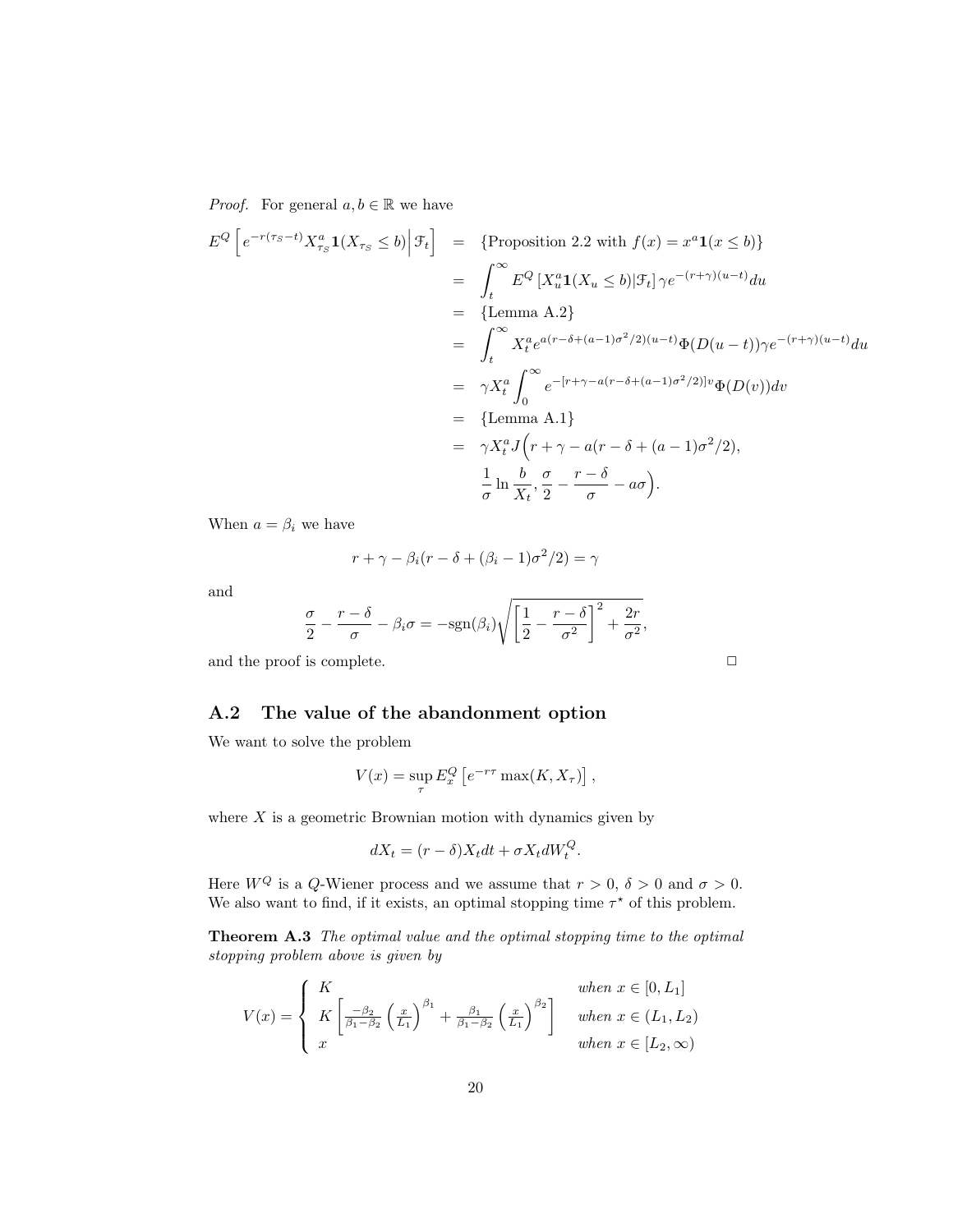*Proof.* For general $a, b \in \mathbb{R}$ we have

$$
\begin{aligned}
E^Q\left[e^{-r(\tau_S - t)} X_{\tau_S}^a \mathbf{1}(X_{\tau_S} \le b) \Big| \mathcal{F}_t\right] &= \{\text{Proposition 2.2 with } f(x) = x^a \mathbf{1}(x \le b)\} \\
&= \int_t^\infty E^Q\left[X_u^a \mathbf{1}(X_u \le b) | \mathcal{F}_t\right] \gamma e^{-(r+\gamma)(u-t)} du \\
&= \{\text{Lemma A.2}\} \\
&= \int_t^\infty X_t^a e^{a(r-\delta+(a-1)\sigma^2/2)(u-t)} \Phi(D(u-t)) \gamma e^{-(r+\gamma)(u-t)} du \\
&= \gamma X_t^a \int_0^\infty e^{-[r+\gamma - a(r-\delta+(a-1)\sigma^2/2)]v} \Phi(D(v)) dv \\
&= \{\text{Lemma A.1}\} \\
&= \gamma X_t^a J\Big(r + \gamma - a(r - \delta + (a-1)\sigma^2/2), \\
&\qquad \frac{1}{\sigma} \ln \frac{b}{X_t}, \frac{\sigma}{2} - \frac{r-\delta}{\sigma} - a\sigma\Big).
\end{aligned}
$$

When $a = \beta_i$ we have

$$
r + \gamma - \beta_i(r - \delta + (\beta_i - 1)\sigma^2/2) = \gamma
$$

and

$$
\frac{\sigma}{2} - \frac{r-\delta}{\sigma} - \beta_i \sigma = -\operatorname{sgn}(\beta_i) \sqrt{\left[\frac{1}{2} - \frac{r-\delta}{\sigma^2}\right]^2 + \frac{2r}{\sigma^2}},
$$

and the proof is complete. □

## A.2 The value of the abandonment option

We want to solve the problem

$$
V(x) = \sup_\tau E_x^Q\left[e^{-r\tau} \max(K, X_\tau)\right],
$$

where $X$ is a geometric Brownian motion with dynamics given by

$$
dX_t = (r - \delta) X_t dt + \sigma X_t dW_t^Q.
$$

Here $W^Q$ is a $Q$-Wiener process and we assume that $r > 0$, $\delta > 0$ and $\sigma > 0$. We also want to find, if it exists, an optimal stopping time $\tau^\star$ of this problem.

**Theorem A.3** *The optimal value and the optimal stopping time to the optimal stopping problem above is given by*

$$
V(x) = \begin{cases} K & \text{when } x \in [0, L_1] \\ K\left[\frac{-\beta_2}{\beta_1 - \beta_2}\left(\frac{x}{L_1}\right)^{\beta_1} + \frac{\beta_1}{\beta_1 - \beta_2}\left(\frac{x}{L_1}\right)^{\beta_2}\right] & \text{when } x \in (L_1, L_2) \\ x & \text{when } x \in [L_2, \infty) \end{cases}
$$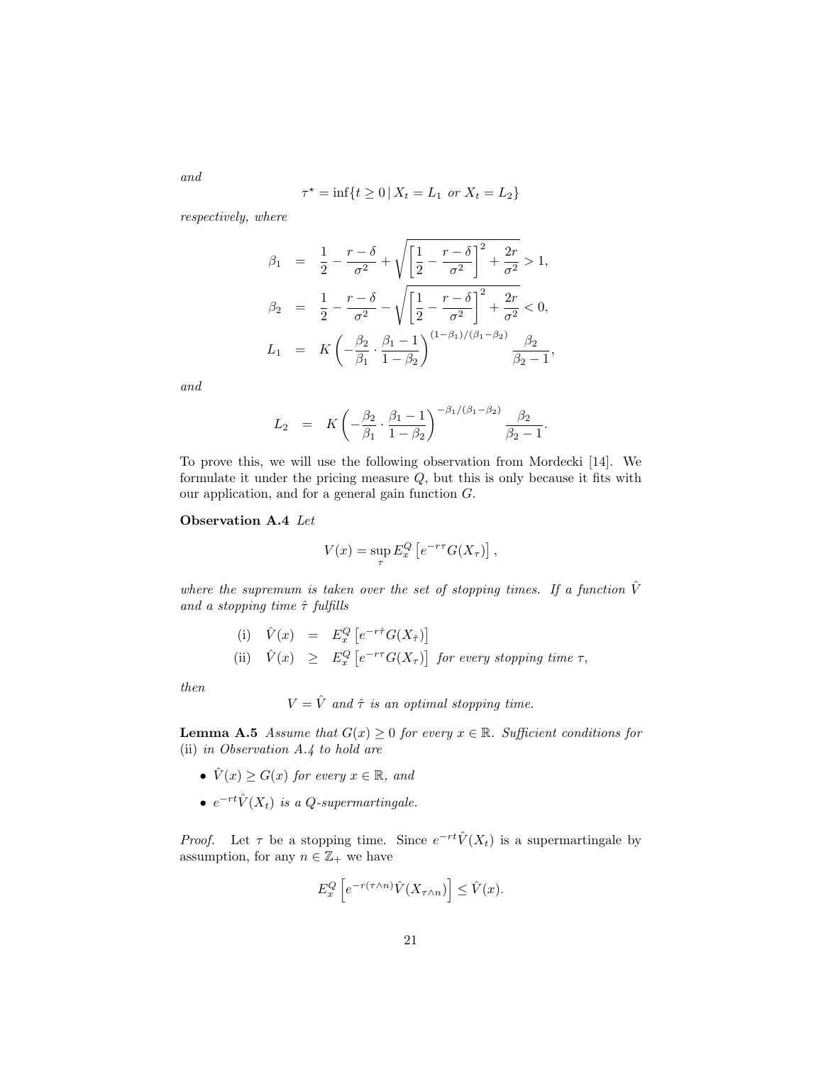*and*

$$\tau^\star = \inf\{t \geq 0 \,|\, X_t = L_1 \text{ or } X_t = L_2\}$$

*respectively, where*

$$\begin{aligned}
\beta_1 &= \frac{1}{2} - \frac{r-\delta}{\sigma^2} + \sqrt{\left[\frac{1}{2} - \frac{r-\delta}{\sigma^2}\right]^2 + \frac{2r}{\sigma^2}} > 1, \\
\beta_2 &= \frac{1}{2} - \frac{r-\delta}{\sigma^2} - \sqrt{\left[\frac{1}{2} - \frac{r-\delta}{\sigma^2}\right]^2 + \frac{2r}{\sigma^2}} < 0, \\
L_1 &= K\left(-\frac{\beta_2}{\beta_1} \cdot \frac{\beta_1 - 1}{1 - \beta_2}\right)^{(1-\beta_1)/(\beta_1 - \beta_2)} \frac{\beta_2}{\beta_2 - 1},
\end{aligned}$$

*and*

$$L_2 = K\left(-\frac{\beta_2}{\beta_1} \cdot \frac{\beta_1 - 1}{1 - \beta_2}\right)^{-\beta_1/(\beta_1 - \beta_2)} \frac{\beta_2}{\beta_2 - 1}.$$

To prove this, we will use the following observation from Mordecki [14]. We formulate it under the pricing measure $Q$, but this is only because it fits with our application, and for a general gain function $G$.

**Observation A.4** *Let*

$$V(x) = \sup_\tau E_x^Q\left[e^{-r\tau} G(X_\tau)\right],$$

*where the supremum is taken over the set of stopping times. If a function $\hat{V}$ and a stopping time $\hat{\tau}$ fulfills*

$$\begin{aligned}
\text{(i)} \quad \hat{V}(x) &= E_x^Q\left[e^{-r\hat{\tau}} G(X_{\hat{\tau}})\right] \\
\text{(ii)} \quad \hat{V}(x) &\geq E_x^Q\left[e^{-r\tau} G(X_\tau)\right] \text{ for every stopping time } \tau,
\end{aligned}$$

*then*

$$V = \hat{V} \text{ and } \hat{\tau} \text{ is an optimal stopping time.}$$

**Lemma A.5** *Assume that $G(x) \geq 0$ for every $x \in \mathbb{R}$. Sufficient conditions for* (ii) *in Observation A.4 to hold are*

- $\hat{V}(x) \geq G(x)$ *for every $x \in \mathbb{R}$, and*
- $e^{-rt}\hat{V}(X_t)$ *is a $Q$-supermartingale.*

*Proof.* Let $\tau$ be a stopping time. Since $e^{-rt}\hat{V}(X_t)$ is a supermartingale by assumption, for any $n \in \mathbb{Z}_+$ we have

$$E_x^Q\left[e^{-r(\tau \wedge n)}\hat{V}(X_{\tau \wedge n})\right] \leq \hat{V}(x).$$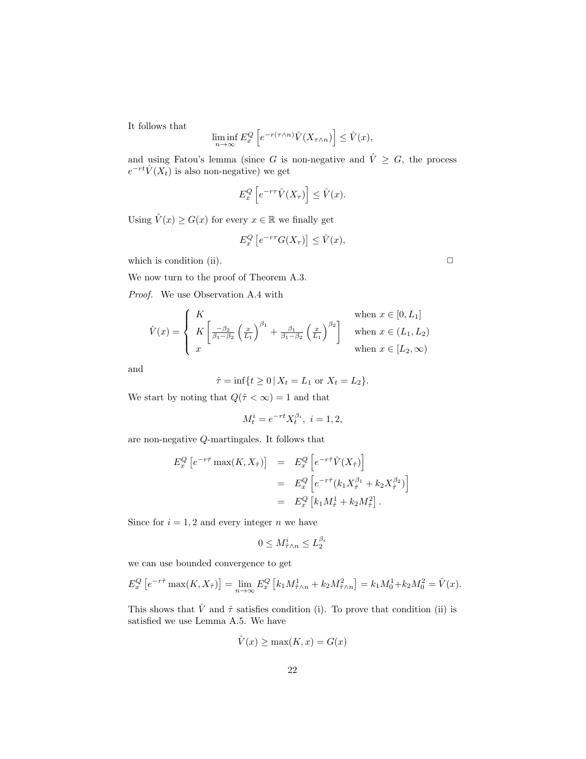It follows that

$$\liminf_{n\to\infty} E_x^Q \left[ e^{-r(\tau\wedge n)} \hat{V}(X_{\tau\wedge n}) \right] \le \hat{V}(x),$$

and using Fatou's lemma (since $G$ is non-negative and $\hat{V} \ge G$, the process $e^{-rt}\hat{V}(X_t)$ is also non-negative) we get

$$E_x^Q \left[ e^{-r\tau} \hat{V}(X_\tau) \right] \le \hat{V}(x).$$

Using $\hat{V}(x) \ge G(x)$ for every $x \in \mathbb{R}$ we finally get

$$E_x^Q \left[ e^{-r\tau} G(X_\tau) \right] \le \hat{V}(x),$$

which is condition (ii). □

We now turn to the proof of Theorem A.3.

*Proof.* We use Observation A.4 with

$$\hat{V}(x) = \begin{cases} K & \text{when } x \in [0, L_1] \\ K\left[ \frac{-\beta_2}{\beta_1-\beta_2}\left(\frac{x}{L_1}\right)^{\beta_1} + \frac{\beta_1}{\beta_1-\beta_2}\left(\frac{x}{L_1}\right)^{\beta_2} \right] & \text{when } x \in (L_1, L_2) \\ x & \text{when } x \in [L_2, \infty) \end{cases}$$

and

$$\hat{\tau} = \inf\{t \ge 0 \,|\, X_t = L_1 \text{ or } X_t = L_2\}.$$

We start by noting that $Q(\hat{\tau} < \infty) = 1$ and that

$$M_t^i = e^{-rt} X_t^{\beta_i}, \ i = 1, 2,$$

are non-negative $Q$-martingales. It follows that

$$\begin{aligned} E_x^Q \left[ e^{-r\hat{\tau}} \max(K, X_{\hat{\tau}}) \right] &= E_x^Q \left[ e^{-r\hat{\tau}} \hat{V}(X_{\hat{\tau}}) \right] \\ &= E_x^Q \left[ e^{-r\hat{\tau}} (k_1 X_{\hat{\tau}}^{\beta_1} + k_2 X_{\hat{\tau}}^{\beta_2}) \right] \\ &= E_x^Q \left[ k_1 M_{\hat{\tau}}^1 + k_2 M_{\hat{\tau}}^2 \right]. \end{aligned}$$

Since for $i = 1, 2$ and every integer $n$ we have

$$0 \le M_{\hat{\tau}\wedge n}^i \le L_2^{\beta_i}$$

we can use bounded convergence to get

$$E_x^Q \left[ e^{-r\hat{\tau}} \max(K, X_{\hat{\tau}}) \right] = \lim_{n\to\infty} E_x^Q \left[ k_1 M_{\hat{\tau}\wedge n}^1 + k_2 M_{\hat{\tau}\wedge n}^2 \right] = k_1 M_0^1 + k_2 M_0^2 = \hat{V}(x).$$

This shows that $\hat{V}$ and $\hat{\tau}$ satisfies condition (i). To prove that condition (ii) is satisfied we use Lemma A.5. We have

$$\hat{V}(x) \ge \max(K, x) = G(x)$$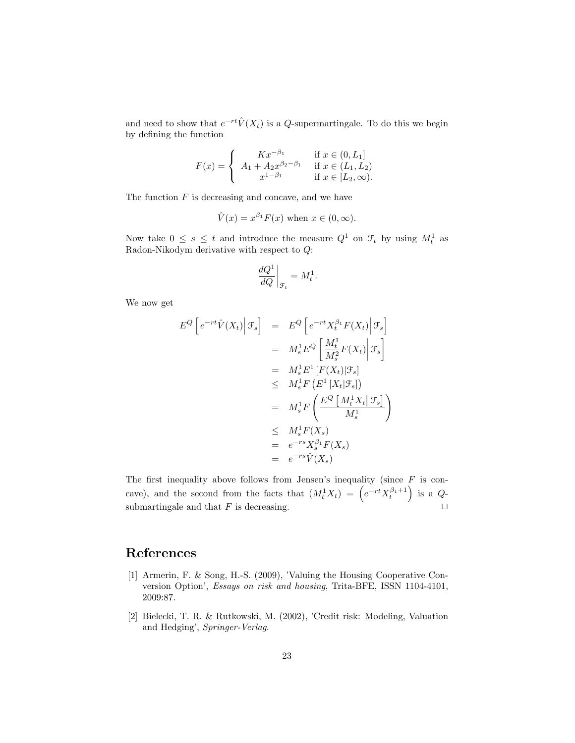and need to show that $e^{-rt}\hat{V}(X_t)$ is a $Q$-supermartingale. To do this we begin by defining the function

$$F(x) = \begin{cases} Kx^{-\beta_1} & \text{if } x \in (0, L_1] \\ A_1 + A_2 x^{\beta_2 - \beta_1} & \text{if } x \in (L_1, L_2) \\ x^{1-\beta_1} & \text{if } x \in [L_2, \infty). \end{cases}$$

The function $F$ is decreasing and concave, and we have

$$\hat{V}(x) = x^{\beta_1} F(x) \text{ when } x \in (0, \infty).$$

Now take $0 \leq s \leq t$ and introduce the measure $Q^1$ on $\mathcal{F}_t$ by using $M_t^1$ as Radon-Nikodym derivative with respect to $Q$:

$$\left.\frac{dQ^1}{dQ}\right|_{\mathcal{F}_t} = M_t^1.$$

We now get

$$\begin{aligned}
E^Q\left[ e^{-rt}\hat{V}(X_t) \middle| \mathcal{F}_s \right] &= E^Q\left[ e^{-rt} X_t^{\beta_1} F(X_t) \middle| \mathcal{F}_s \right] \\
&= M_s^1 E^Q\left[ \frac{M_t^1}{M_s^2} F(X_t) \middle| \mathcal{F}_s \right] \\
&= M_s^1 E^1\left[ F(X_t) | \mathcal{F}_s \right] \\
&\leq M_s^1 F\left( E^1\left[ X_t | \mathcal{F}_s \right] \right) \\
&= M_s^1 F\left( \frac{E^Q\left[ M_t^1 X_t \middle| \mathcal{F}_s \right]}{M_s^1} \right) \\
&\leq M_s^1 F(X_s) \\
&= e^{-rs} X_s^{\beta_1} F(X_s) \\
&= e^{-rs} \hat{V}(X_s)
\end{aligned}$$

The first inequality above follows from Jensen's inequality (since $F$ is concave), and the second from the facts that $(M_t^1 X_t) = \left( e^{-rt} X_t^{\beta_1 + 1} \right)$ is a $Q$-submartingale and that $F$ is decreasing. □

# References

[1] Armerin, F. & Song, H.-S. (2009), 'Valuing the Housing Cooperative Conversion Option', *Essays on risk and housing*, Trita-BFE, ISSN 1104-4101, 2009:87.

[2] Bielecki, T. R. & Rutkowski, M. (2002), 'Credit risk: Modeling, Valuation and Hedging', *Springer-Verlag*.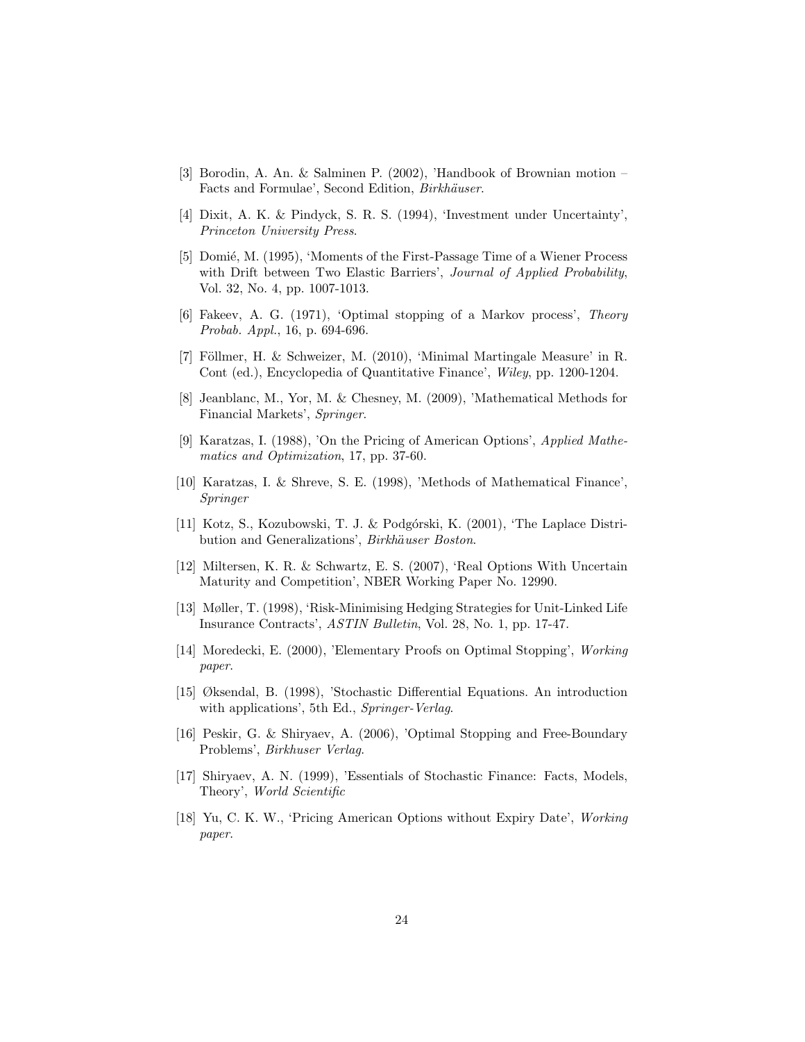[3] Borodin, A. An. & Salminen P. (2002), 'Handbook of Brownian motion – Facts and Formulae', Second Edition, *Birkhäuser*.

[4] Dixit, A. K. & Pindyck, S. R. S. (1994), 'Investment under Uncertainty', *Princeton University Press*.

[5] Domié, M. (1995), 'Moments of the First-Passage Time of a Wiener Process with Drift between Two Elastic Barriers', *Journal of Applied Probability*, Vol. 32, No. 4, pp. 1007-1013.

[6] Fakeev, A. G. (1971), 'Optimal stopping of a Markov process', *Theory Probab. Appl.*, 16, p. 694-696.

[7] Föllmer, H. & Schweizer, M. (2010), 'Minimal Martingale Measure' in R. Cont (ed.), Encyclopedia of Quantitative Finance', *Wiley*, pp. 1200-1204.

[8] Jeanblanc, M., Yor, M. & Chesney, M. (2009), 'Mathematical Methods for Financial Markets', *Springer*.

[9] Karatzas, I. (1988), 'On the Pricing of American Options', *Applied Mathematics and Optimization*, 17, pp. 37-60.

[10] Karatzas, I. & Shreve, S. E. (1998), 'Methods of Mathematical Finance', *Springer*

[11] Kotz, S., Kozubowski, T. J. & Podgórski, K. (2001), 'The Laplace Distribution and Generalizations', *Birkhäuser Boston*.

[12] Miltersen, K. R. & Schwartz, E. S. (2007), 'Real Options With Uncertain Maturity and Competition', NBER Working Paper No. 12990.

[13] Møller, T. (1998), 'Risk-Minimising Hedging Strategies for Unit-Linked Life Insurance Contracts', *ASTIN Bulletin*, Vol. 28, No. 1, pp. 17-47.

[14] Moredecki, E. (2000), 'Elementary Proofs on Optimal Stopping', *Working paper*.

[15] Øksendal, B. (1998), 'Stochastic Differential Equations. An introduction with applications', 5th Ed., *Springer-Verlag*.

[16] Peskir, G. & Shiryaev, A. (2006), 'Optimal Stopping and Free-Boundary Problems', *Birkhuser Verlag*.

[17] Shiryaev, A. N. (1999), 'Essentials of Stochastic Finance: Facts, Models, Theory', *World Scientific*

[18] Yu, C. K. W., 'Pricing American Options without Expiry Date', *Working paper*.